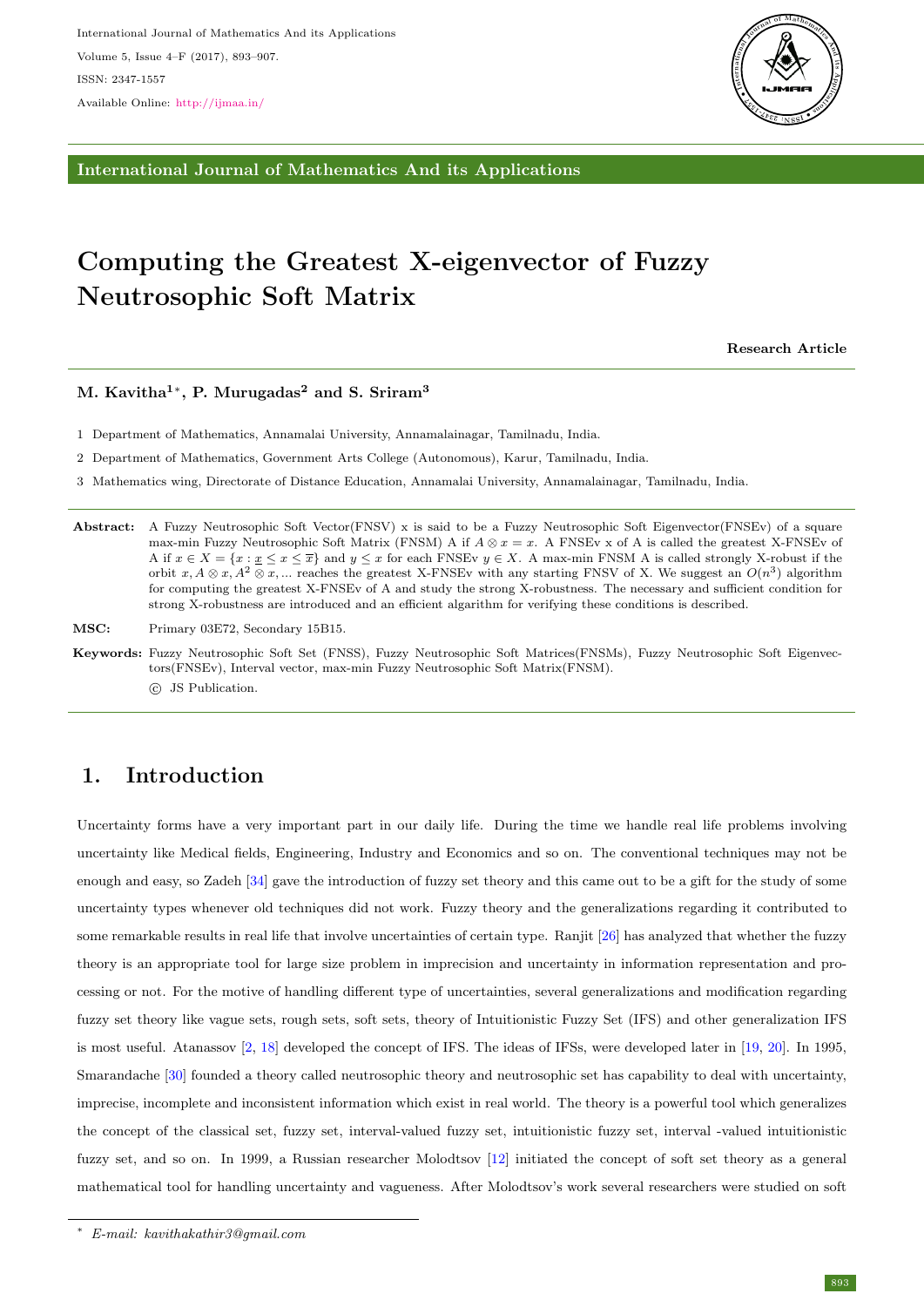# Computing the Greatest X-eigenvector of Fuzzy Neutrosophic Soft Matrix

**Research Article**

**M. Kavitha[1]\*, P. Murugadas[2] and S. Sriram[3]**

1 Department of Mathematics, Annamalai University, Annamalainagar, Tamilnadu, India.

2 Department of Mathematics, Government Arts College (Autonomous), Karur, Tamilnadu, India.

3 Mathematics wing, Directorate of Distance Education, Annamalai University, Annamalainagar, Tamilnadu, India.

**Abstract:** A Fuzzy Neutrosophic Soft Vector(FNSV) x is said to be a Fuzzy Neutrosophic Soft Eigenvector(FNSEv) of a square max-min Fuzzy Neutrosophic Soft Matrix (FNSM) A if $A \otimes x = x$. A FNSEv x of A is called the greatest X-FNSEv of A if $x \in X = \{x : \underline{x} \leq x \leq \overline{x}\}$ and $y \leq x$ for each FNSEv $y \in X$. A max-min FNSM A is called strongly X-robust if the orbit $x, A \otimes x, A^2 \otimes x, ...$ reaches the greatest X-FNSEv with any starting FNSV of X. We suggest an $O(n^3)$ algorithm for computing the greatest X-FNSEv of A and study the strong X-robustness. The necessary and sufficient condition for strong X-robustness are introduced and an efficient algarithm for verifying these conditions is described.

**MSC:** Primary 03E72, Secondary 15B15.

**Keywords:** Fuzzy Neutrosophic Soft Set (FNSS), Fuzzy Neutrosophic Soft Matrices(FNSMs), Fuzzy Neutrosophic Soft Eigenvectors(FNSEv), Interval vector, max-min Fuzzy Neutrosophic Soft Matrix(FNSM).

© JS Publication.

## 1. Introduction

Uncertainty forms have a very important part in our daily life. During the time we handle real life problems involving uncertainty like Medical fields, Engineering, Industry and Economics and so on. The conventional techniques may not be enough and easy, so Zadeh [34] gave the introduction of fuzzy set theory and this came out to be a gift for the study of some uncertainty types whenever old techniques did not work. Fuzzy theory and the generalizations regarding it contributed to some remarkable results in real life that involve uncertainties of certain type. Ranjit [26] has analyzed that whether the fuzzy theory is an appropriate tool for large size problem in imprecision and uncertainty in information representation and processing or not. For the motive of handling different type of uncertainties, several generalizations and modification regarding fuzzy set theory like vague sets, rough sets, soft sets, theory of Intuitionistic Fuzzy Set (IFS) and other generalization IFS is most useful. Atanassov [2, 18] developed the concept of IFS. The ideas of IFSs, were developed later in [19, 20]. In 1995, Smarandache [30] founded a theory called neutrosophic theory and neutrosophic set has capability to deal with uncertainty, imprecise, incomplete and inconsistent information which exist in real world. The theory is a powerful tool which generalizes the concept of the classical set, fuzzy set, interval-valued fuzzy set, intuitionistic fuzzy set, interval -valued intuitionistic fuzzy set, and so on. In 1999, a Russian researcher Molodtsov [12] initiated the concept of soft set theory as a general mathematical tool for handling uncertainty and vagueness. After Molodtsov's work several researchers were studied on soft

\* *E-mail: kavithakathir3@gmail.com*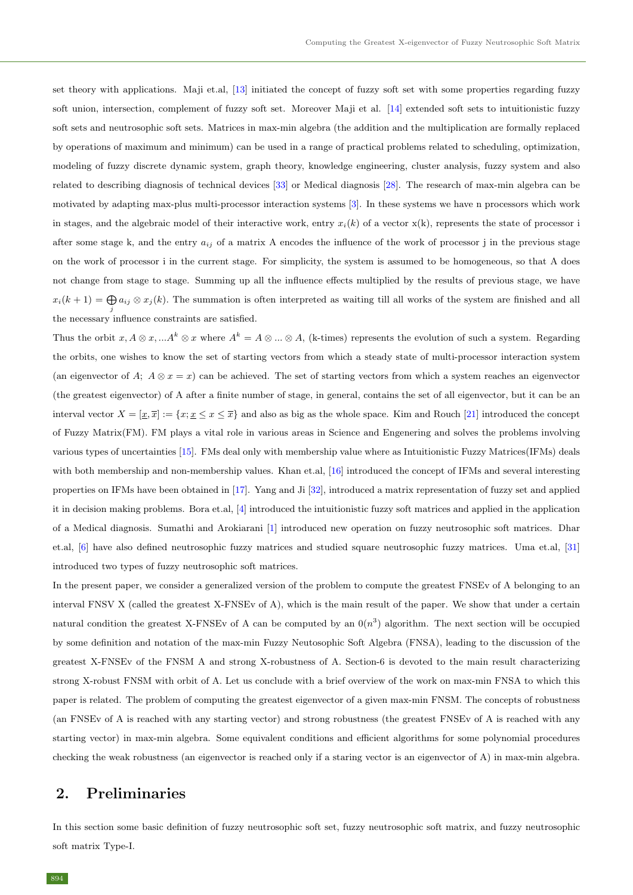set theory with applications. Maji et.al, [13] initiated the concept of fuzzy soft set with some properties regarding fuzzy soft union, intersection, complement of fuzzy soft set. Moreover Maji et al. [14] extended soft sets to intuitionistic fuzzy soft sets and neutrosophic soft sets. Matrices in max-min algebra (the addition and the multiplication are formally replaced by operations of maximum and minimum) can be used in a range of practical problems related to scheduling, optimization, modeling of fuzzy discrete dynamic system, graph theory, knowledge engineering, cluster analysis, fuzzy system and also related to describing diagnosis of technical devices [33] or Medical diagnosis [28]. The research of max-min algebra can be motivated by adapting max-plus multi-processor interaction systems [3]. In these systems we have n processors which work in stages, and the algebraic model of their interactive work, entry $x_i(k)$ of a vector x(k), represents the state of processor i after some stage k, and the entry $a_{ij}$ of a matrix A encodes the influence of the work of processor j in the previous stage on the work of processor i in the current stage. For simplicity, the system is assumed to be homogeneous, so that A does not change from stage to stage. Summing up all the influence effects multiplied by the results of previous stage, we have $x_i(k+1) = \bigoplus_j a_{ij} \otimes x_j(k)$. The summation is often interpreted as waiting till all works of the system are finished and all the necessary influence constraints are satisfied.

Thus the orbit $x, A \otimes x, ...A^k \otimes x$ where $A^k = A \otimes ... \otimes A$, (k-times) represents the evolution of such a system. Regarding the orbits, one wishes to know the set of starting vectors from which a steady state of multi-processor interaction system (an eigenvector of $A$; $A \otimes x = x$) can be achieved. The set of starting vectors from which a system reaches an eigenvector (the greatest eigenvector) of A after a finite number of stage, in general, contains the set of all eigenvector, but it can be an interval vector $X = [\underline{x}, \overline{x}] := \{x; \underline{x} \leq x \leq \overline{x}\}$ and also as big as the whole space. Kim and Rouch [21] introduced the concept of Fuzzy Matrix(FM). FM plays a vital role in various areas in Science and Engenering and solves the problems involving various types of uncertainties [15]. FMs deal only with membership value where as Intuitionistic Fuzzy Matrices(IFMs) deals with both membership and non-membership values. Khan et.al, [16] introduced the concept of IFMs and several interesting properties on IFMs have been obtained in [17]. Yang and Ji [32], introduced a matrix representation of fuzzy set and applied it in decision making problems. Bora et.al, [4] introduced the intuitionistic fuzzy soft matrices and applied in the application of a Medical diagnosis. Sumathi and Arokiarani [1] introduced new operation on fuzzy neutrosophic soft matrices. Dhar et.al, [6] have also defined neutrosophic fuzzy matrices and studied square neutrosophic fuzzy matrices. Uma et.al, [31] introduced two types of fuzzy neutrosophic soft matrices.

In the present paper, we consider a generalized version of the problem to compute the greatest FNSEv of A belonging to an interval FNSV X (called the greatest X-FNSEv of A), which is the main result of the paper. We show that under a certain natural condition the greatest X-FNSEv of A can be computed by an $0(n^3)$ algorithm. The next section will be occupied by some definition and notation of the max-min Fuzzy Neutosophic Soft Algebra (FNSA), leading to the discussion of the greatest X-FNSEv of the FNSM A and strong X-robustness of A. Section-6 is devoted to the main result characterizing strong X-robust FNSM with orbit of A. Let us conclude with a brief overview of the work on max-min FNSA to which this paper is related. The problem of computing the greatest eigenvector of a given max-min FNSM. The concepts of robustness (an FNSEv of A is reached with any starting vector) and strong robustness (the greatest FNSEv of A is reached with any starting vector) in max-min algebra. Some equivalent conditions and efficient algorithms for some polynomial procedures checking the weak robustness (an eigenvector is reached only if a staring vector is an eigenvector of A) in max-min algebra.

## 2. Preliminaries

In this section some basic definition of fuzzy neutrosophic soft set, fuzzy neutrosophic soft matrix, and fuzzy neutrosophic soft matrix Type-I.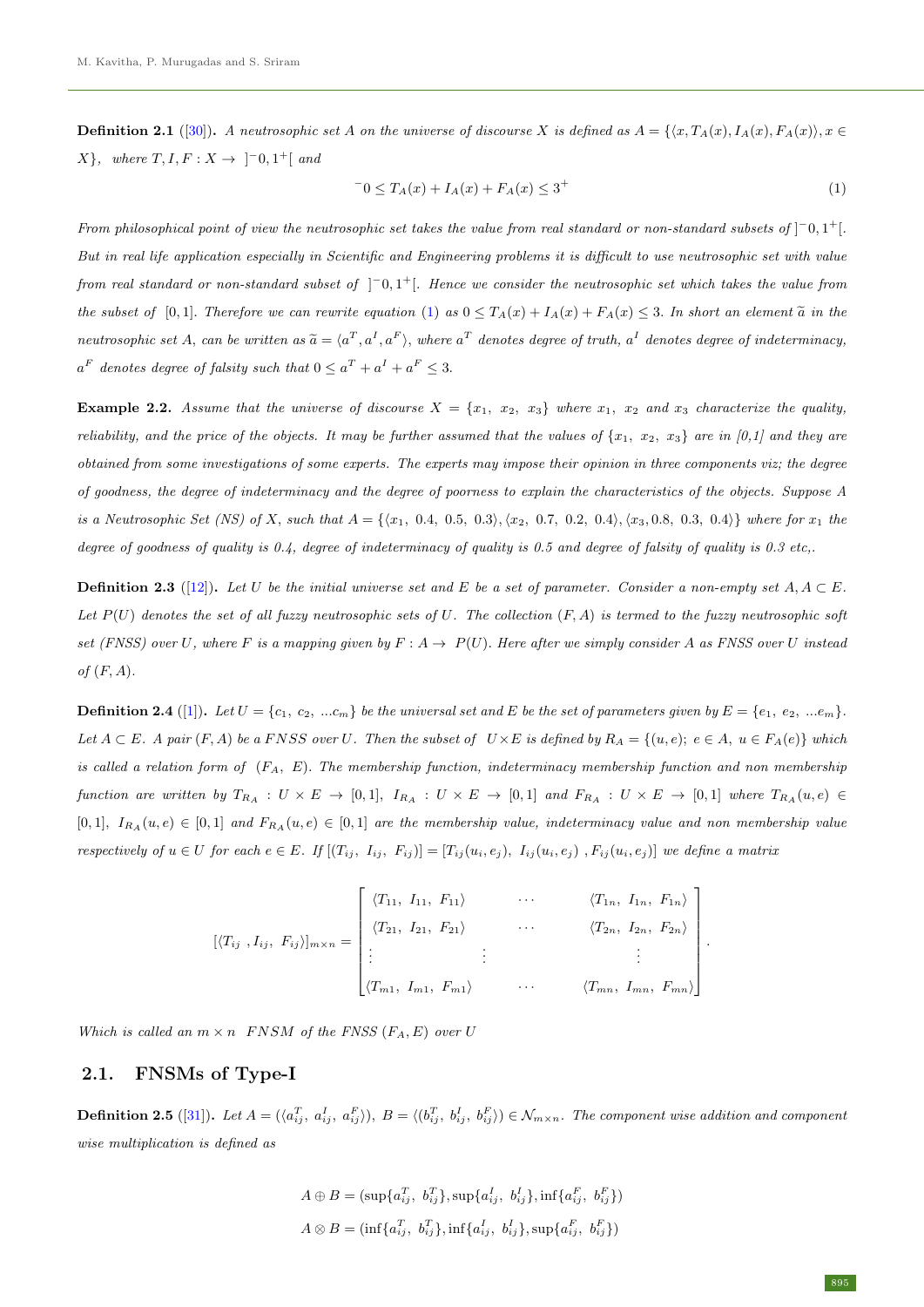**Definition 2.1** ([30]). *A neutrosophic set $A$ on the universe of discourse $X$ is defined as $A = \{\langle x, T_A(x), I_A(x), F_A(x)\rangle, x \in X\}$, where $T, I, F : X \to \ ]^-0, 1^+[$ and*

$$^-0 \leq T_A(x) + I_A(x) + F_A(x) \leq 3^+ \tag{1}$$

*From philosophical point of view the neutrosophic set takes the value from real standard or non-standard subsets of $]^-0, 1^+[$. But in real life application especially in Scientific and Engineering problems it is difficult to use neutrosophic set with value from real standard or non-standard subset of $]^-0, 1^+[$. Hence we consider the neutrosophic set which takes the value from the subset of $[0, 1]$. Therefore we can rewrite equation (1) as $0 \leq T_A(x) + I_A(x) + F_A(x) \leq 3$. In short an element $\widetilde{a}$ in the neutrosophic set $A$, can be written as $\widetilde{a} = \langle a^T, a^I, a^F\rangle$, where $a^T$ denotes degree of truth, $a^I$ denotes degree of indeterminacy, $a^F$ denotes degree of falsity such that $0 \leq a^T + a^I + a^F \leq 3$.*

**Example 2.2.** *Assume that the universe of discourse $X = \{x_1, x_2, x_3\}$ where $x_1$, $x_2$ and $x_3$ characterize the quality, reliability, and the price of the objects. It may be further assumed that the values of $\{x_1, x_2, x_3\}$ are in [0,1] and they are obtained from some investigations of some experts. The experts may impose their opinion in three components viz; the degree of goodness, the degree of indeterminacy and the degree of poorness to explain the characteristics of the objects. Suppose $A$ is a Neutrosophic Set (NS) of $X$, such that $A = \{\langle x_1, 0.4, 0.5, 0.3\rangle, \langle x_2, 0.7, 0.2, 0.4\rangle, \langle x_3, 0.8, 0.3, 0.4\rangle\}$ where for $x_1$ the degree of goodness of quality is 0.4, degree of indeterminacy of quality is 0.5 and degree of falsity of quality is 0.3 etc,.*

**Definition 2.3** ([12]). *Let $U$ be the initial universe set and $E$ be a set of parameter. Consider a non-empty set $A, A \subset E$. Let $P(U)$ denotes the set of all fuzzy neutrosophic sets of $U$. The collection $(F, A)$ is termed to the fuzzy neutrosophic soft set (FNSS) over $U$, where $F$ is a mapping given by $F : A \to P(U)$. Here after we simply consider $A$ as FNSS over $U$ instead of $(F, A)$.*

**Definition 2.4** ([1]). *Let $U = \{c_1, c_2, ...c_m\}$ be the universal set and $E$ be the set of parameters given by $E = \{e_1, e_2, ...e_m\}$. Let $A \subset E$. A pair $(F, A)$ be a FNSS over $U$. Then the subset of $U \times E$ is defined by $R_A = \{(u, e);\ e \in A,\ u \in F_A(e)\}$ which is called a relation form of $(F_A, E)$. The membership function, indeterminacy membership function and non membership function are written by $T_{R_A} : U \times E \to [0, 1]$, $I_{R_A} : U \times E \to [0, 1]$ and $F_{R_A} : U \times E \to [0, 1]$ where $T_{R_A}(u, e) \in [0, 1]$, $I_{R_A}(u, e) \in [0, 1]$ and $F_{R_A}(u, e) \in [0, 1]$ are the membership value, indeterminacy value and non membership value respectively of $u \in U$ for each $e \in E$. If $[(T_{ij}, I_{ij}, F_{ij})] = [T_{ij}(u_i, e_j), I_{ij}(u_i, e_j), F_{ij}(u_i, e_j)]$ we define a matrix*

$$[\langle T_{ij}, I_{ij}, F_{ij}\rangle]_{m\times n} = \begin{bmatrix} \langle T_{11}, I_{11}, F_{11}\rangle & \cdots & \langle T_{1n}, I_{1n}, F_{1n}\rangle \\ \langle T_{21}, I_{21}, F_{21}\rangle & \cdots & \langle T_{2n}, I_{2n}, F_{2n}\rangle \\ \vdots & \vdots & \vdots \\ \langle T_{m1}, I_{m1}, F_{m1}\rangle & \cdots & \langle T_{mn}, I_{mn}, F_{mn}\rangle \end{bmatrix}.$$

*Which is called an $m \times n$ FNSM of the FNSS $(F_A, E)$ over $U$*

## 2.1. FNSMs of Type-I

**Definition 2.5** ([31]). *Let $A = (\langle a^T_{ij}, a^I_{ij}, a^F_{ij}\rangle)$, $B = \langle(b^T_{ij}, b^I_{ij}, b^F_{ij}\rangle) \in \mathcal{N}_{m\times n}$. The component wise addition and component wise multiplication is defined as*

$$A \oplus B = (\sup\{a^T_{ij}, b^T_{ij}\}, \sup\{a^I_{ij}, b^I_{ij}\}, \inf\{a^F_{ij}, b^F_{ij}\})$$

$$A \otimes B = (\inf\{a^T_{ij}, b^T_{ij}\}, \inf\{a^I_{ij}, b^I_{ij}\}, \sup\{a^F_{ij}, b^F_{ij}\})$$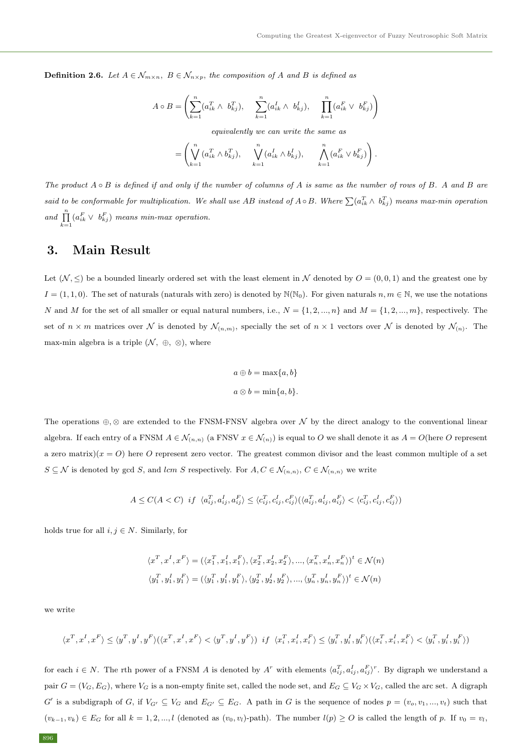**Definition 2.6.** *Let $A \in \mathcal{N}_{m\times n},\ B \in \mathcal{N}_{n\times p}$, the composition of $A$ and $B$ is defined as*

$$A \circ B = \left( \sum_{k=1}^{n} (a_{ik}^T \wedge\ b_{kj}^T),\quad \sum_{k=1}^{n} (a_{ik}^I \wedge\ b_{kj}^I),\quad \prod_{k=1}^{n} (a_{ik}^F \vee\ b_{kj}^F) \right)$$

*equivalently we can write the same as*

$$= \left( \bigvee_{k=1}^{n} (a_{ik}^T \wedge b_{kj}^T),\quad \bigvee_{k=1}^{n} (a_{ik}^I \wedge b_{kj}^I),\quad \bigwedge_{k=1}^{n} (a_{ik}^F \vee b_{kj}^F) \right).$$

*The product $A \circ B$ is defined if and only if the number of columns of $A$ is same as the number of rows of $B$. $A$ and $B$ are said to be conformable for multiplication. We shall use $AB$ instead of $A \circ B$. Where $\sum (a_{ik}^T \wedge\ b_{kj}^T)$ means max-min operation and $\prod_{k=1}^{n} (a_{ik}^F \vee\ b_{kj}^F)$ means min-max operation.*

## 3. Main Result

Let $(\mathcal{N}, \leq)$ be a bounded linearly ordered set with the least element in $\mathcal{N}$ denoted by $O = (0,0,1)$ and the greatest one by $I = (1,1,0)$. The set of naturals (naturals with zero) is denoted by $\mathbb{N}(\mathbb{N}_0)$. For given naturals $n, m \in \mathbb{N}$, we use the notations $N$ and $M$ for the set of all smaller or equal natural numbers, i.e., $N = \{1, 2, ..., n\}$ and $M = \{1, 2, ..., m\}$, respectively. The set of $n \times m$ matrices over $\mathcal{N}$ is denoted by $\mathcal{N}_{(n,m)}$, specially the set of $n \times 1$ vectors over $\mathcal{N}$ is denoted by $\mathcal{N}_{(n)}$. The max-min algebra is a triple $(\mathcal{N},\ \oplus,\ \otimes)$, where

$$a \oplus b = \max\{a, b\}$$

$$a \otimes b = \min\{a, b\}.$$

The operations $\oplus, \otimes$ are extended to the FNSM-FNSV algebra over $\mathcal{N}$ by the direct analogy to the conventional linear algebra. If each entry of a FNSM $A \in \mathcal{N}_{(n,n)}$ (a FNSV $x \in \mathcal{N}_{(n)}$) is equal to $O$ we shall denote it as $A = O$(here $O$ represent a zero matrix)($x = O$) here $O$ represent zero vector. The greatest common divisor and the least common multiple of a set $S \subseteq \mathcal{N}$ is denoted by gcd $S$, and *lcm* $S$ respectively. For $A, C \in \mathcal{N}_{(n,n)}$, $C \in \mathcal{N}_{(n,n)}$ we write

$$A \leq C (A < C)\ \ if\ \ \langle a_{ij}^T, a_{ij}^I, a_{ij}^F \rangle \leq \langle c_{ij}^T, c_{ij}^I, c_{ij}^F \rangle (\langle a_{ij}^T, a_{ij}^I, a_{ij}^F \rangle < \langle c_{ij}^T, c_{ij}^I, c_{ij}^F \rangle)$$

holds true for all $i, j \in N$. Similarly, for

$$\langle x^T, x^I, x^F \rangle = (\langle x_1^T, x_1^I, x_1^F \rangle, \langle x_2^T, x_2^I, x_2^F \rangle, ..., \langle x_n^T, x_n^I, x_n^F \rangle)^t \in \mathcal{N}(n)$$

$$\langle y_1^T, y_1^I, y_1^F \rangle = (\langle y_1^T, y_1^I, y_1^F \rangle, \langle y_2^T, y_2^I, y_2^F \rangle, ..., \langle y_n^T, y_n^I, y_n^F \rangle)^t \in \mathcal{N}(n)$$

we write

$$\langle x^T, x^I, x^F \rangle \leq \langle y^T, y^I, y^F \rangle (\langle x^T, x^I, x^F \rangle < \langle y^T, y^I, y^F \rangle)\ \ if\ \ \langle x_i^T, x_i^I, x_i^F \rangle \leq \langle y_i^T, y_i^I, y_i^F \rangle (\langle x_i^T, x_i^I, x_i^F \rangle < \langle y_i^T, y_i^I, y_i^F \rangle)$$

for each $i \in N$. The rth power of a FNSM $A$ is denoted by $A^r$ with elements $\langle a_{ij}^T, a_{ij}^I, a_{ij}^F \rangle^r$. By digraph we understand a pair $G = (V_G, E_G)$, where $V_G$ is a non-empty finite set, called the node set, and $E_G \subseteq V_G \times V_G$, called the arc set. A digraph $G'$ is a subdigraph of $G$, if $V_{G'} \subseteq V_G$ and $E_{G'} \subseteq E_G$. A path in $G$ is the sequence of nodes $p = (v_o, v_1, ..., v_t)$ such that $(v_{k-1}, v_k) \in E_G$ for all $k = 1, 2, ..., l$ (denoted as $(v_0, v_l)$-path). The number $l(p) \geq O$ is called the length of $p$. If $v_0 = v_l$,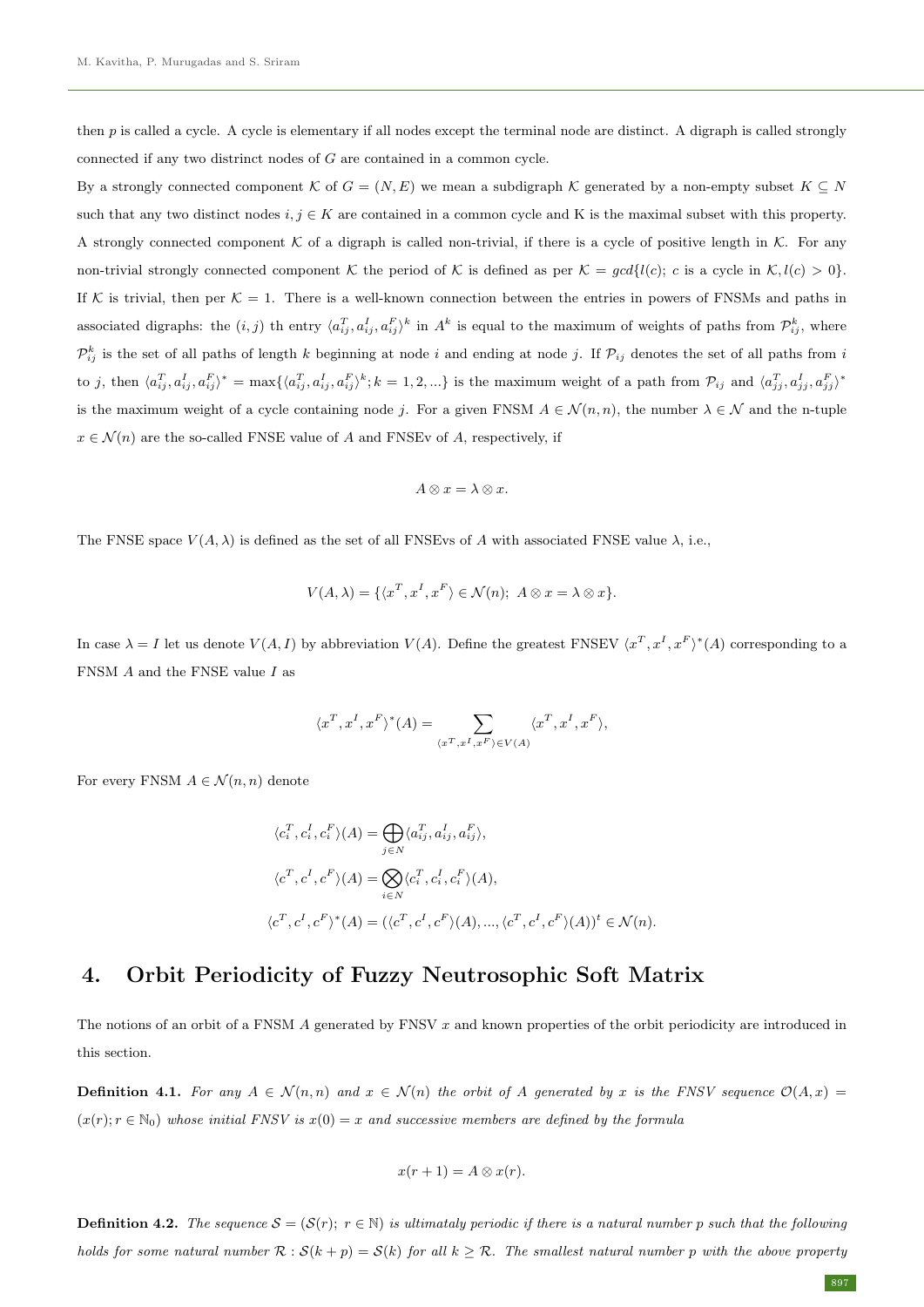then $p$ is called a cycle. A cycle is elementary if all nodes except the terminal node are distinct. A digraph is called strongly connected if any two districnt nodes of $G$ are contained in a common cycle.

By a strongly connected component $\mathcal{K}$ of $G = (N, E)$ we mean a subdigraph $\mathcal{K}$ generated by a non-empty subset $K \subseteq N$ such that any two distinct nodes $i, j \in K$ are contained in a common cycle and K is the maximal subset with this property. A strongly connected component $\mathcal{K}$ of a digraph is called non-trivial, if there is a cycle of positive length in $\mathcal{K}$. For any non-trivial strongly connected component $\mathcal{K}$ the period of $\mathcal{K}$ is defined as per $\mathcal{K} = gcd\{l(c);\ c$ is a cycle in $\mathcal{K}, l(c) > 0\}$. If $\mathcal{K}$ is trivial, then per $\mathcal{K} = 1$. There is a well-known connection between the entries in powers of FNSMs and paths in associated digraphs: the $(i, j)$ th entry $\langle a_{ij}^T, a_{ij}^I, a_{ij}^F\rangle^k$ in $A^k$ is equal to the maximum of weights of paths from $\mathcal{P}_{ij}^k$, where $\mathcal{P}_{ij}^k$ is the set of all paths of length $k$ beginning at node $i$ and ending at node $j$. If $\mathcal{P}_{ij}$ denotes the set of all paths from $i$ to $j$, then $\langle a_{ij}^T, a_{ij}^I, a_{ij}^F\rangle^* = \max\{\langle a_{ij}^T, a_{ij}^I, a_{ij}^F\rangle^k; k = 1, 2, ...\}$ is the maximum weight of a path from $\mathcal{P}_{ij}$ and $\langle a_{jj}^T, a_{jj}^I, a_{jj}^F\rangle^*$ is the maximum weight of a cycle containing node $j$. For a given FNSM $A \in \mathcal{N}(n, n)$, the number $\lambda \in \mathcal{N}$ and the n-tuple $x \in \mathcal{N}(n)$ are the so-called FNSE value of $A$ and FNSEv of $A$, respectively, if

$$A \otimes x = \lambda \otimes x.$$

The FNSE space $V(A, \lambda)$ is defined as the set of all FNSEvs of $A$ with associated FNSE value $\lambda$, i.e.,

$$V(A, \lambda) = \{\langle x^T, x^I, x^F\rangle \in \mathcal{N}(n);\ A \otimes x = \lambda \otimes x\}.$$

In case $\lambda = I$ let us denote $V(A, I)$ by abbreviation $V(A)$. Define the greatest FNSEV $\langle x^T, x^I, x^F\rangle^*(A)$ corresponding to a FNSM $A$ and the FNSE value $I$ as

$$\langle x^T, x^I, x^F\rangle^*(A) = \sum_{\langle x^T, x^I, x^F\rangle \in V(A)} \langle x^T, x^I, x^F\rangle,$$

For every FNSM $A \in \mathcal{N}(n, n)$ denote

$$\langle c_i^T, c_i^I, c_i^F\rangle(A) = \bigoplus_{j \in N} \langle a_{ij}^T, a_{ij}^I, a_{ij}^F\rangle,$$

$$\langle c^T, c^I, c^F\rangle(A) = \bigotimes_{i \in N} \langle c_i^T, c_i^I, c_i^F\rangle(A),$$

$$\langle c^T, c^I, c^F\rangle^*(A) = (\langle c^T, c^I, c^F\rangle(A), ..., \langle c^T, c^I, c^F\rangle(A))^t \in \mathcal{N}(n).$$

## 4. Orbit Periodicity of Fuzzy Neutrosophic Soft Matrix

The notions of an orbit of a FNSM $A$ generated by FNSV $x$ and known properties of the orbit periodicity are introduced in this section.

**Definition 4.1.** *For any $A \in \mathcal{N}(n, n)$ and $x \in \mathcal{N}(n)$ the orbit of $A$ generated by $x$ is the FNSV sequence $\mathcal{O}(A, x) = (x(r); r \in \mathbb{N}_0)$ whose initial FNSV is $x(0) = x$ and successive members are defined by the formula*

$$x(r + 1) = A \otimes x(r).$$

**Definition 4.2.** *The sequence $\mathcal{S} = (\mathcal{S}(r);\ r \in \mathbb{N})$ is ultimataly periodic if there is a natural number $p$ such that the following holds for some natural number $\mathcal{R}$ : $\mathcal{S}(k + p) = \mathcal{S}(k)$ for all $k \geq \mathcal{R}$. The smallest natural number $p$ with the above property*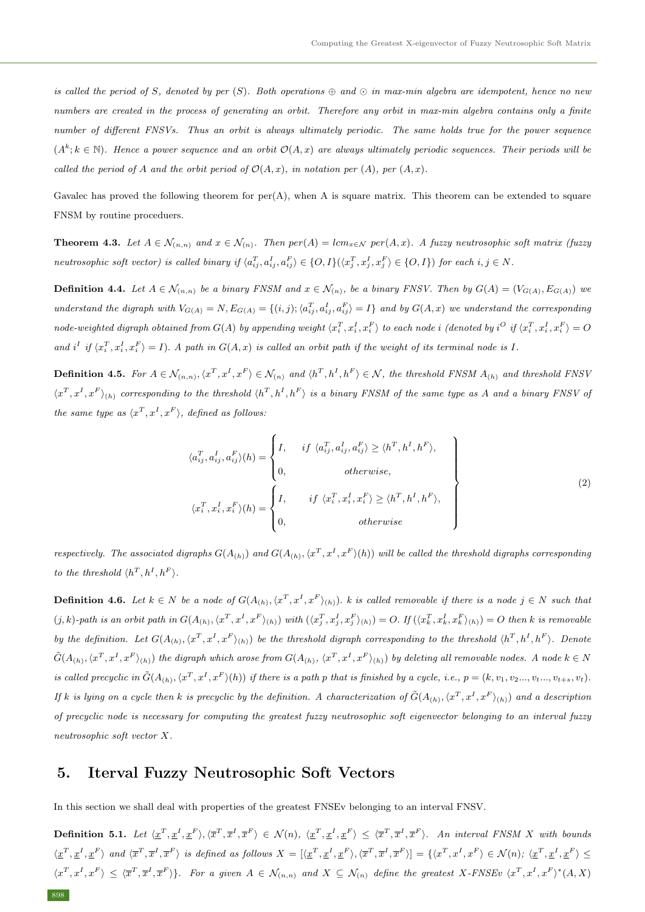*is called the period of S, denoted by per (S). Both operations $\oplus$ and $\odot$ in max-min algebra are idempotent, hence no new numbers are created in the process of generating an orbit. Therefore any orbit in max-min algebra contains only a finite number of different FNSVs. Thus an orbit is always ultimately periodic. The same holds true for the power sequence $(A^k; k \in \mathbb{N})$. Hence a power sequence and an orbit $\mathcal{O}(A, x)$ are always ultimately periodic sequences. Their periods will be called the period of A and the orbit period of $\mathcal{O}(A, x)$, in notation per (A), per (A, x).*

Gavalec has proved the following theorem for per(A), when A is square matrix. This theorem can be extended to square FNSM by routine proceduers.

**Theorem 4.3.** *Let $A \in \mathcal{N}_{(n,n)}$ and $x \in \mathcal{N}_{(n)}$. Then $per(A) = lcm_{x \in \mathcal{N}}\ per(A, x)$. A fuzzy neutrosophic soft matrix (fuzzy neutrosophic soft vector) is called binary if $\langle a_{ij}^T, a_{ij}^I, a_{ij}^F\rangle \in \{O, I\}(\langle x_j^T, x_j^I, x_j^F\rangle \in \{O, I\})$ for each $i, j \in N$.*

**Definition 4.4.** *Let $A \in \mathcal{N}_{(n,n)}$ be a binary FNSM and $x \in \mathcal{N}_{(n)}$, be a binary FNSV. Then by $G(A) = (V_{G(A)}, E_{G(A)})$ we understand the digraph with $V_{G(A)} = N, E_{G(A)} = \{(i, j); \langle a_{ij}^T, a_{ij}^I, a_{ij}^F\rangle = I\}$ and by $G(A, x)$ we understand the corresponding node-weighted digraph obtained from $G(A)$ by appending weight $\langle x_i^T, x_i^I, x_i^F\rangle$ to each node i (denoted by $i^O$ if $\langle x_i^T, x_i^I, x_i^F\rangle = O$ and $i^I$ if $\langle x_i^T, x_i^I, x_i^F\rangle = I$). A path in $G(A, x)$ is called an orbit path if the weight of its terminal node is I.*

**Definition 4.5.** *For $A \in \mathcal{N}_{(n,n)}, \langle x^T, x^I, x^F\rangle \in \mathcal{N}_{(n)}$ and $\langle h^T, h^I, h^F\rangle \in \mathcal{N}$, the threshold FNSM $A_{(h)}$ and threshold FNSV $\langle x^T, x^I, x^F\rangle_{(h)}$ corresponding to the threshold $\langle h^T, h^I, h^F\rangle$ is a binary FNSM of the same type as A and a binary FNSV of the same type as $\langle x^T, x^I, x^F\rangle$, defined as follows:*

$$
\left.
\begin{aligned}
\langle a_{ij}^T, a_{ij}^I, a_{ij}^F\rangle(h) &= \begin{cases} I, & if\ \langle a_{ij}^T, a_{ij}^I, a_{ij}^F\rangle \geq \langle h^T, h^I, h^F\rangle, \\ 0, & otherwise, \end{cases} \\
\langle x_i^T, x_i^I, x_i^F\rangle(h) &= \begin{cases} I, & if\ \langle x_i^T, x_i^I, x_i^F\rangle \geq \langle h^T, h^I, h^F\rangle, \\ 0, & otherwise \end{cases}
\end{aligned}
\right\}
\tag{2}
$$

*respectively. The associated digraphs $G(A_{(h)})$ and $G(A_{(h)}, \langle x^T, x^I, x^F\rangle(h))$ will be called the threshold digraphs corresponding to the threshold $\langle h^T, h^I, h^F\rangle$.*

**Definition 4.6.** *Let $k \in N$ be a node of $G(A_{(h)}, \langle x^T, x^I, x^F\rangle_{(h)})$. k is called removable if there is a node $j \in N$ such that (j, k)-path is an orbit path in $G(A_{(h)}, \langle x^T, x^I, x^F\rangle_{(h)})$ with $(\langle x_j^T, x_j^I, x_j^F\rangle_{(h)}) = O$. If $(\langle x_k^T, x_k^I, x_k^F\rangle_{(h)}) = O$ then k is removable by the definition. Let $G(A_{(h)}, \langle x^T, x^I, x^F\rangle_{(h)})$ be the threshold digraph corresponding to the threshold $\langle h^T, h^I, h^F\rangle$. Denote $\tilde{G}(A_{(h)}, \langle x^T, x^I, x^F\rangle_{(h)})$ the digraph which arose from $G(A_{(h)}, \langle x^T, x^I, x^F\rangle_{(h)})$ by deleting all removable nodes. A node $k \in N$ is called precyclic in $\tilde{G}(A_{(h)}, \langle x^T, x^I, x^F\rangle(h))$ if there is a path p that is finished by a cycle, i.e., $p = (k, v_1, v_2 ..., v_t ..., v_{t+s}, v_t)$. If k is lying on a cycle then k is precyclic by the definition. A characterization of $\tilde{G}(A_{(h)}, \langle x^T, x^I, x^F\rangle_{(h)})$ and a description of precyclic node is necessary for computing the greatest fuzzy neutrosophic soft eigenvector belonging to an interval fuzzy neutrosophic soft vector X.*

## 5. Iterval Fuzzy Neutrosophic Soft Vectors

In this section we shall deal with properties of the greatest FNSEv belonging to an interval FNSV.

**Definition 5.1.** *Let $\langle \underline{x}^T, \underline{x}^I, \underline{x}^F\rangle, \langle \overline{x}^T, \overline{x}^I, \overline{x}^F\rangle \in \mathcal{N}(n)$, $\langle \underline{x}^T, \underline{x}^I, \underline{x}^F\rangle \leq \langle \overline{x}^T, \overline{x}^I, \overline{x}^F\rangle$. An interval FNSM X with bounds $\langle \underline{x}^T, \underline{x}^I, \underline{x}^F\rangle$ and $\langle \overline{x}^T, \overline{x}^I, \overline{x}^F\rangle$ is defined as follows $X = [\langle \underline{x}^T, \underline{x}^I, \underline{x}^F\rangle, \langle \overline{x}^T, \overline{x}^I, \overline{x}^F\rangle] = \{\langle x^T, x^I, x^F\rangle \in \mathcal{N}(n); \langle \underline{x}^T, \underline{x}^I, \underline{x}^F\rangle \leq \langle x^T, x^I, x^F\rangle \leq \langle \overline{x}^T, \overline{x}^I, \overline{x}^F\rangle\}$. For a given $A \in \mathcal{N}_{(n,n)}$ and $X \subseteq \mathcal{N}_{(n)}$ define the greatest X-FNSEv $\langle x^T, x^I, x^F\rangle^*(A, X)$*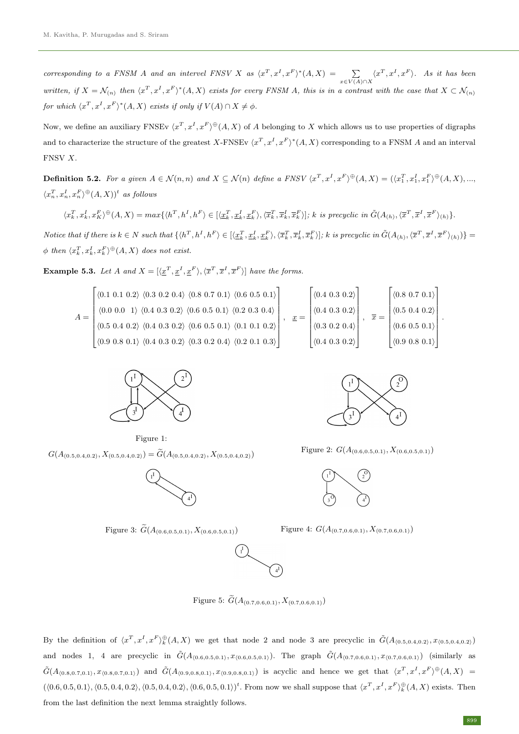*corresponding to a FNSM A and an intervel FNSV X as* $\langle x^T, x^I, x^F\rangle^*(A, X) = \sum_{x\in V(A)\cap X} \langle x^T, x^I, x^F\rangle$. *As it has been written, if* $X = \mathcal{N}_{(n)}$ *then* $\langle x^T, x^I, x^F\rangle^*(A, X)$ *exists for every FNSM A, this is in a contrast with the case that* $X \subset \mathcal{N}_{(n)}$ *for which* $\langle x^T, x^I, x^F\rangle^*(A, X)$ *exists if only if* $V(A) \cap X \neq \phi$.

Now, we define an auxiliary FNSEv $\langle x^T, x^I, x^F\rangle^{\oplus}(A, X)$ of $A$ belonging to $X$ which allows us to use properties of digraphs and to characterize the structure of the greatest $X$-FNSEv $\langle x^T, x^I, x^F\rangle^*(A, X)$ corresponding to a FNSM $A$ and an interval FNSV $X$.

**Definition 5.2.** *For a given* $A \in \mathcal{N}(n, n)$ *and* $X \subseteq \mathcal{N}(n)$ *define a FNSV* $\langle x^T, x^I, x^F\rangle^{\oplus}(A, X) = (\langle x_1^T, x_1^I, x_1^F\rangle^{\oplus}(A, X), ..., \langle x_n^T, x_n^I, x_n^F\rangle^{\oplus}(A, X))^t$ *as follows*

$$\langle x_k^T, x_k^I, x_K^F\rangle^{\oplus}(A, X) = max\{\langle h^T, h^I, h^F\rangle \in [\langle \underline{x}_k^T, \underline{x}_k^I, \underline{x}_k^F\rangle, \langle \overline{x}_k^T, \overline{x}_k^I, \overline{x}_k^F\rangle]; \, k \text{ is precyclic in } \tilde{G}(A_{(h)}, \langle \overline{x}^T, \overline{x}^I, \overline{x}^F\rangle_{(h)}\}.$$

*Notice that if there is* $k \in N$ *such that* $\{\langle h^T, h^I, h^F\rangle \in [\langle \underline{x}_k^T, \underline{x}_k^I, \underline{x}_k^F\rangle, \langle \overline{x}_k^T, \overline{x}_k^I, \overline{x}_k^F\rangle]; \, k$ *is precyclic in* $\tilde{G}(A_{(h)}, \langle \overline{x}^T, \overline{x}^I, \overline{x}^F\rangle_{(h)})\} = \phi$ *then* $\langle x_k^T, x_k^I, x_k^F\rangle^{\oplus}(A, X)$ *does not exist.*

**Example 5.3.** *Let A and* $X = [\langle \underline{x}^T, \underline{x}^I, \underline{x}^F\rangle, \langle \overline{x}^T, \overline{x}^I, \overline{x}^F\rangle]$ *have the forms.*

$$A = \begin{bmatrix} \langle 0.1\ 0.1\ 0.2\rangle & \langle 0.3\ 0.2\ 0.4\rangle & \langle 0.8\ 0.7\ 0.1\rangle & \langle 0.6\ 0.5\ 0.1\rangle \\ \langle 0.0\ 0.0\ \ 1\rangle & \langle 0.4\ 0.3\ 0.2\rangle & \langle 0.6\ 0.5\ 0.1\rangle & \langle 0.2\ 0.3\ 0.4\rangle \\ \langle 0.5\ 0.4\ 0.2\rangle & \langle 0.4\ 0.3\ 0.2\rangle & \langle 0.6\ 0.5\ 0.1\rangle & \langle 0.1\ 0.1\ 0.2\rangle \\ \langle 0.9\ 0.8\ 0.1\rangle & \langle 0.4\ 0.3\ 0.2\rangle & \langle 0.3\ 0.2\ 0.4\rangle & \langle 0.2\ 0.1\ 0.3\rangle \end{bmatrix}, \quad \underline{x} = \begin{bmatrix} \langle 0.4\ 0.3\ 0.2\rangle \\ \langle 0.4\ 0.3\ 0.2\rangle \\ \langle 0.3\ 0.2\ 0.4\rangle \\ \langle 0.4\ 0.3\ 0.2\rangle \end{bmatrix}, \quad \overline{x} = \begin{bmatrix} \langle 0.8\ 0.7\ 0.1\rangle \\ \langle 0.5\ 0.4\ 0.2\rangle \\ \langle 0.6\ 0.5\ 0.1\rangle \\ \langle 0.9\ 0.8\ 0.1\rangle \end{bmatrix}.$$

Figure 1: $G(A_{\langle 0.5,0.4,0.2\rangle}, X_{\langle 0.5,0.4,0.2\rangle}) = \widetilde{G}(A_{\langle 0.5,0.4,0.2\rangle}, X_{\langle 0.5,0.4,0.2\rangle})$

Figure 2: $G(A_{\langle 0.6,0.5,0.1\rangle}, X_{\langle 0.6,0.5,0.1\rangle})$

Figure 3: $\widetilde{G}(A_{\langle 0.6,0.5,0.1\rangle}, X_{\langle 0.6,0.5,0.1\rangle})$

Figure 4: $G(A_{\langle 0.7,0.6,0.1\rangle}, X_{\langle 0.7,0.6,0.1\rangle})$

Figure 5: $\widetilde{G}(A_{\langle 0.7,0.6,0.1\rangle}, X_{\langle 0.7,0.6,0.1\rangle})$

By the definition of $\langle x^T, x^I, x^F\rangle_k^{\oplus}(A, X)$ we get that node 2 and node 3 are precyclic in $\tilde{G}(A_{\langle 0.5,0.4,0.2\rangle}, x_{\langle 0.5,0.4,0.2\rangle})$ and nodes 1, 4 are precyclic in $\tilde{G}(A_{\langle 0.6,0.5,0.1\rangle}, x_{\langle 0.6,0.5,0.1\rangle})$. The graph $\tilde{G}(A_{\langle 0.7,0.6,0.1\rangle}, x_{\langle 0.7,0.6,0.1\rangle})$ (similarly as $\tilde{G}(A_{\langle 0.8,0.7,0.1\rangle}, x_{\langle 0.8,0.7,0.1\rangle})$ and $\tilde{G}(A_{\langle 0.9,0.8,0.1\rangle}, x_{\langle 0.9,0.8,0.1\rangle})$ is acyclic and hence we get that $\langle x^T, x^I, x^F\rangle^{\oplus}(A, X) = (\langle 0.6, 0.5, 0.1\rangle, \langle 0.5, 0.4, 0.2\rangle, \langle 0.5, 0.4, 0.2\rangle, \langle 0.6, 0.5, 0.1\rangle)^t$. From now we shall suppose that $\langle x^T, x^I, x^F\rangle_k^{\oplus}(A, X)$ exists. Then from the last definition the next lemma straightly follows.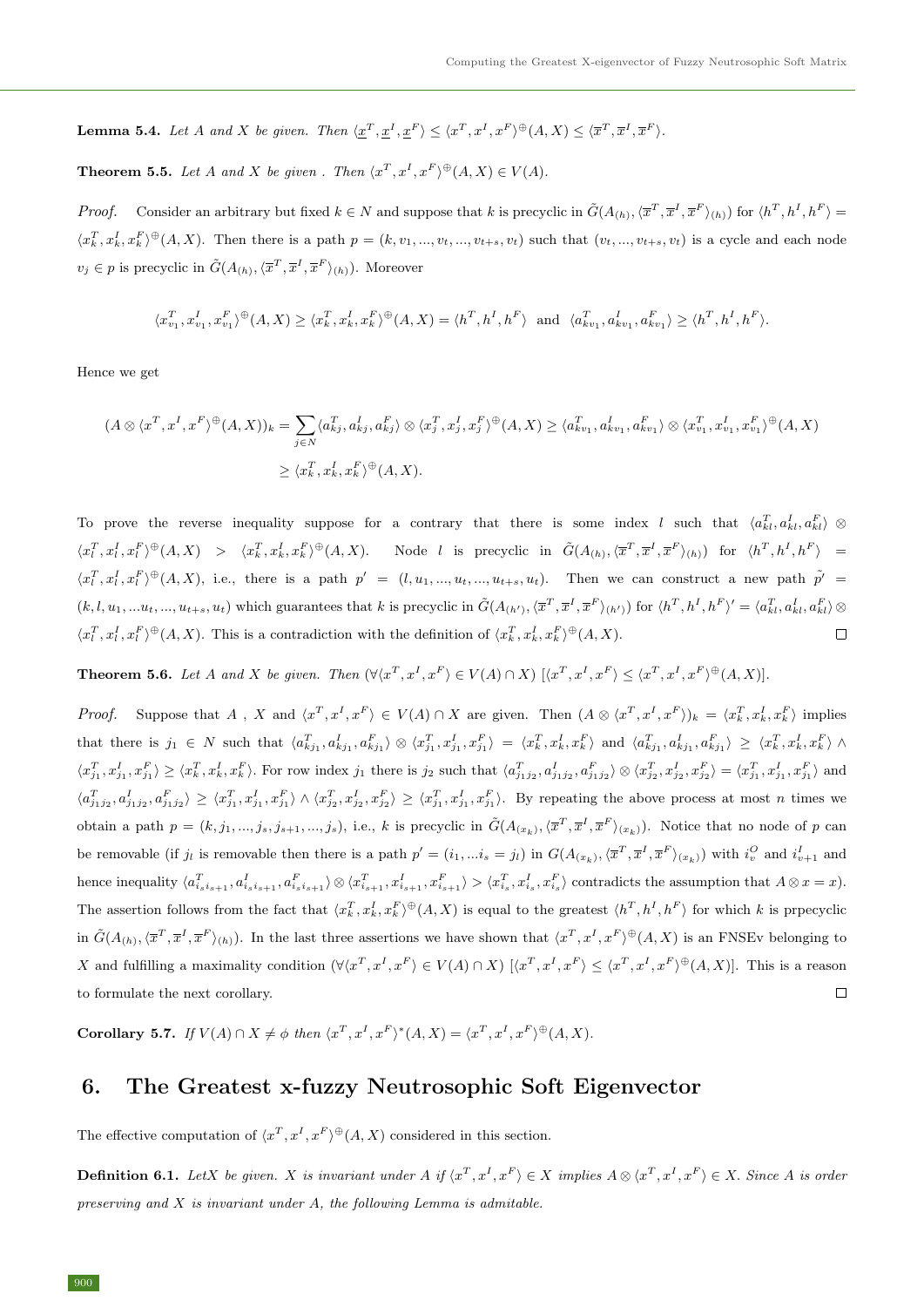**Lemma 5.4.** *Let $A$ and $X$ be given. Then $\langle \underline{x}^T, \underline{x}^I, \underline{x}^F\rangle \leq \langle x^T, x^I, x^F\rangle^{\oplus}(A, X) \leq \langle \overline{x}^T, \overline{x}^I, \overline{x}^F\rangle$.*

**Theorem 5.5.** *Let $A$ and $X$ be given . Then $\langle x^T, x^I, x^F\rangle^{\oplus}(A, X) \in V(A)$.*

*Proof.* Consider an arbitrary but fixed $k \in N$ and suppose that $k$ is precyclic in $\tilde{G}(A_{(h)}, \langle \overline{x}^T, \overline{x}^I, \overline{x}^F\rangle_{(h)})$ for $\langle h^T, h^I, h^F\rangle = \langle x_k^T, x_k^I, x_k^F\rangle^{\oplus}(A, X)$. Then there is a path $p = (k, v_1, ..., v_t, ..., v_{t+s}, v_t)$ such that $(v_t, ..., v_{t+s}, v_t)$ is a cycle and each node $v_j \in p$ is precyclic in $\tilde{G}(A_{(h)}, \langle \overline{x}^T, \overline{x}^I, \overline{x}^F\rangle_{(h)})$. Moreover

$$\langle x_{v_1}^T, x_{v_1}^I, x_{v_1}^F\rangle^{\oplus}(A, X) \geq \langle x_k^T, x_k^I, x_k^F\rangle^{\oplus}(A, X) = \langle h^T, h^I, h^F\rangle \text{ and } \langle a_{kv_1}^T, a_{kv_1}^I, a_{kv_1}^F\rangle \geq \langle h^T, h^I, h^F\rangle.$$

Hence we get

$$(A \otimes \langle x^T, x^I, x^F\rangle^{\oplus}(A, X))_k = \sum_{j\in N} \langle a_{kj}^T, a_{kj}^I, a_{kj}^F\rangle \otimes \langle x_j^T, x_j^I, x_j^F\rangle^{\oplus}(A, X) \geq \langle a_{kv_1}^T, a_{kv_1}^I, a_{kv_1}^F\rangle \otimes \langle x_{v_1}^T, x_{v_1}^I, x_{v_1}^F\rangle^{\oplus}(A, X)$$
$$\geq \langle x_k^T, x_k^I, x_k^F\rangle^{\oplus}(A, X).$$

To prove the reverse inequality suppose for a contrary that there is some index $l$ such that $\langle a_{kl}^T, a_{kl}^I, a_{kl}^F\rangle \otimes \langle x_l^T, x_l^I, x_l^F\rangle^{\oplus}(A, X) > \langle x_k^T, x_k^I, x_k^F\rangle^{\oplus}(A, X)$. Node $l$ is precyclic in $\tilde{G}(A_{(h)}, \langle \overline{x}^T, \overline{x}^I, \overline{x}^F\rangle_{(h)})$ for $\langle h^T, h^I, h^F\rangle = \langle x_l^T, x_l^I, x_l^F\rangle^{\oplus}(A, X)$, i.e., there is a path $p' = (l, u_1, ..., u_t, ..., u_{t+s}, u_t)$. Then we can construct a new path $\tilde{p}' = (k, l, u_1, ...u_t, ..., u_{t+s}, u_t)$ which guarantees that $k$ is precyclic in $\tilde{G}(A_{(h')}, \langle \overline{x}^T, \overline{x}^I, \overline{x}^F\rangle_{(h')})$ for $\langle h^T, h^I, h^F\rangle' = \langle a_{kl}^T, a_{kl}^I, a_{kl}^F\rangle \otimes \langle x_l^T, x_l^I, x_l^F\rangle^{\oplus}(A, X)$. This is a contradiction with the definition of $\langle x_k^T, x_k^I, x_k^F\rangle^{\oplus}(A, X)$. □

**Theorem 5.6.** *Let $A$ and $X$ be given. Then $(\forall \langle x^T, x^I, x^F\rangle \in V(A) \cap X)\ [\langle x^T, x^I, x^F\rangle \leq \langle x^T, x^I, x^F\rangle^{\oplus}(A, X)]$.*

*Proof.* Suppose that $A$ , $X$ and $\langle x^T, x^I, x^F\rangle \in V(A) \cap X)$ are given. Then $(A \otimes \langle x^T, x^I, x^F\rangle)_k = \langle x_k^T, x_k^I, x_k^F\rangle$ implies that there is $j_1 \in N$ such that $\langle a_{kj_1}^T, a_{kj_1}^I, a_{kj_1}^F\rangle \otimes \langle x_{j_1}^T, x_{j_1}^I, x_{j_1}^F\rangle = \langle x_k^T, x_k^I, x_k^F\rangle$ and $\langle a_{kj_1}^T, a_{kj_1}^I, a_{kj_1}^F\rangle \geq \langle x_k^T, x_k^I, x_k^F\rangle \wedge \langle x_{j_1}^T, x_{j_1}^I, x_{j_1}^F\rangle \geq \langle x_k^T, x_k^I, x_k^F\rangle$. For row index $j_1$ there is $j_2$ such that $\langle a_{j_1j_2}^T, a_{j_1j_2}^I, a_{j_1j_2}^F\rangle \otimes \langle x_{j_2}^T, x_{j_2}^I, x_{j_2}^F\rangle = \langle x_{j_1}^T, x_{j_1}^I, x_{j_1}^F\rangle$ and $\langle a_{j_1j_2}^T, a_{j_1j_2}^I, a_{j_1j_2}^F\rangle \geq \langle x_{j_1}^T, x_{j_1}^I, x_{j_1}^F\rangle \wedge \langle x_{j_2}^T, x_{j_2}^I, x_{j_2}^F\rangle \geq \langle x_{j_1}^T, x_{j_1}^I, x_{j_1}^F\rangle$. By repeating the above process at most $n$ times we obtain a path $p = (k, j_1, ..., j_s, j_{s+1}, ..., j_s)$, i.e., $k$ is precyclic in $\tilde{G}(A_{(x_k)}, \langle \overline{x}^T, \overline{x}^I, \overline{x}^F\rangle_{(x_k)})$. Notice that no node of $p$ can be removable (if $j_l$ is removable then there is a path $p' = (i_1, ...i_s = j_l)$ in $G(A_{(x_k)}, \langle \overline{x}^T, \overline{x}^I, \overline{x}^F\rangle_{(x_k)})$ with $i_v^O$ and $i_{v+1}^I$ and hence inequality $\langle a_{i_si_{s+1}}^T, a_{i_si_{s+1}}^I, a_{i_si_{s+1}}^F\rangle \otimes \langle x_{i_{s+1}}^T, x_{i_{s+1}}^I, x_{i_{s+1}}^F\rangle > \langle x_{i_s}^T, x_{i_s}^I, x_{i_s}^F\rangle$ contradicts the assumption that $A \otimes x = x$). The assertion follows from the fact that $\langle x_k^T, x_k^I, x_k^F\rangle^{\oplus}(A, X)$ is equal to the greatest $\langle h^T, h^I, h^F\rangle$ for which $k$ is prpecyclic in $\tilde{G}(A_{(h)}, \langle \overline{x}^T, \overline{x}^I, \overline{x}^F\rangle_{(h)})$. In the last three assertions we have shown that $\langle x^T, x^I, x^F\rangle^{\oplus}(A, X)$ is an FNSEv belonging to $X$ and fulfilling a maximality condition $(\forall \langle x^T, x^I, x^F\rangle \in V(A) \cap X)\ [\langle x^T, x^I, x^F\rangle \leq \langle x^T, x^I, x^F\rangle^{\oplus}(A, X)]$. This is a reason to formulate the next corollary. □

**Corollary 5.7.** *If $V(A) \cap X \neq \phi$ then $\langle x^T, x^I, x^F\rangle^*(A, X) = \langle x^T, x^I, x^F\rangle^{\oplus}(A, X)$.*

## 6. The Greatest x-fuzzy Neutrosophic Soft Eigenvector

The effective computation of $\langle x^T, x^I, x^F\rangle^{\oplus}(A, X)$ considered in this section.

**Definition 6.1.** *LetX be given. X is invariant under A if $\langle x^T, x^I, x^F\rangle \in X$ implies $A \otimes \langle x^T, x^I, x^F\rangle \in X$. Since A is order preserving and X is invariant under A, the following Lemma is admitable.*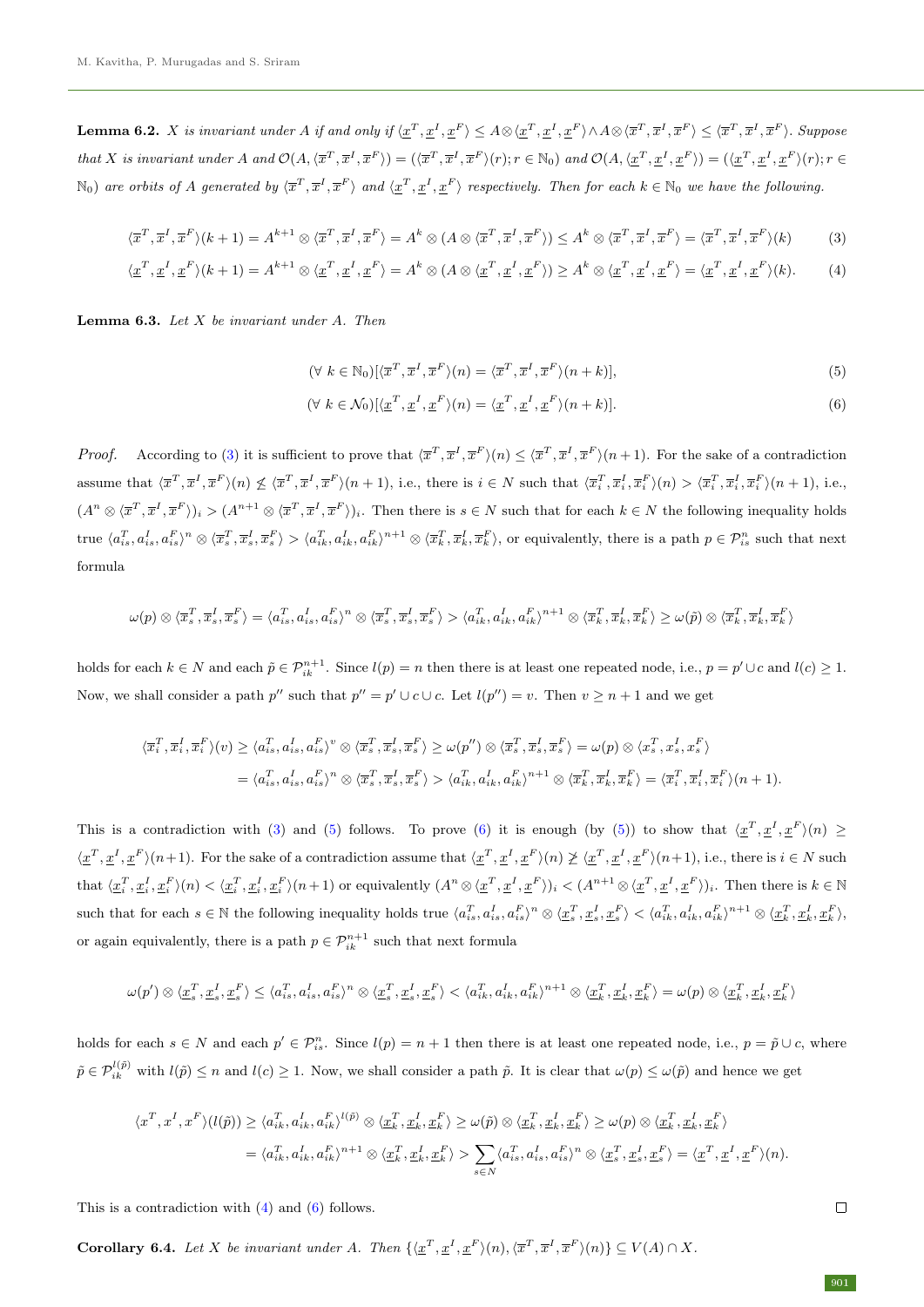**Lemma 6.2.** *$X$ is invariant under $A$ if and only if $\langle \underline{x}^T, \underline{x}^I, \underline{x}^F\rangle \leq A \otimes \langle \underline{x}^T, \underline{x}^I, \underline{x}^F\rangle \wedge A \otimes \langle \overline{x}^T, \overline{x}^I, \overline{x}^F\rangle \leq \langle \overline{x}^T, \overline{x}^I, \overline{x}^F\rangle$. Suppose that $X$ is invariant under $A$ and $\mathcal{O}(A, \langle \overline{x}^T, \overline{x}^I, \overline{x}^F\rangle) = (\langle \overline{x}^T, \overline{x}^I, \overline{x}^F\rangle(r); r \in \mathbb{N}_0)$ and $\mathcal{O}(A, \langle \underline{x}^T, \underline{x}^I, \underline{x}^F\rangle) = (\langle \underline{x}^T, \underline{x}^I, \underline{x}^F\rangle(r); r \in \mathbb{N}_0)$ are orbits of $A$ generated by $\langle \overline{x}^T, \overline{x}^I, \overline{x}^F\rangle$ and $\langle \underline{x}^T, \underline{x}^I, \underline{x}^F\rangle$ respectively. Then for each $k \in \mathbb{N}_0$ we have the following.*

$$\langle \overline{x}^T, \overline{x}^I, \overline{x}^F\rangle(k+1) = A^{k+1} \otimes \langle \overline{x}^T, \overline{x}^I, \overline{x}^F\rangle = A^k \otimes (A \otimes \langle \overline{x}^T, \overline{x}^I, \overline{x}^F\rangle) \leq A^k \otimes \langle \overline{x}^T, \overline{x}^I, \overline{x}^F\rangle = \langle \overline{x}^T, \overline{x}^I, \overline{x}^F\rangle(k) \tag{3}$$

$$\langle \underline{x}^T, \underline{x}^I, \underline{x}^F\rangle(k+1) = A^{k+1} \otimes \langle \underline{x}^T, \underline{x}^I, \underline{x}^F\rangle = A^k \otimes (A \otimes \langle \underline{x}^T, \underline{x}^I, \underline{x}^F\rangle) \geq A^k \otimes \langle \underline{x}^T, \underline{x}^I, \underline{x}^F\rangle = \langle \underline{x}^T, \underline{x}^I, \underline{x}^F\rangle(k). \tag{4}$$

**Lemma 6.3.** *Let $X$ be invariant under $A$. Then*

$$(\forall\ k \in \mathbb{N}_0)[\langle \overline{x}^T, \overline{x}^I, \overline{x}^F\rangle(n) = \langle \overline{x}^T, \overline{x}^I, \overline{x}^F\rangle(n+k)], \tag{5}$$

$$(\forall\ k \in \mathcal{N}_0)[\langle \underline{x}^T, \underline{x}^I, \underline{x}^F\rangle(n) = \langle \underline{x}^T, \underline{x}^I, \underline{x}^F\rangle(n+k)]. \tag{6}$$

*Proof.* According to (3) it is sufficient to prove that $\langle \overline{x}^T, \overline{x}^I, \overline{x}^F\rangle(n) \leq \langle \overline{x}^T, \overline{x}^I, \overline{x}^F\rangle(n+1)$. For the sake of a contradiction assume that $\langle \overline{x}^T, \overline{x}^I, \overline{x}^F\rangle(n) \not\leq \langle \overline{x}^T, \overline{x}^I, \overline{x}^F\rangle(n+1)$, i.e., there is $i \in N$ such that $\langle \overline{x}_i^T, \overline{x}_i^I, \overline{x}_i^F\rangle(n) > \langle \overline{x}_i^T, \overline{x}_i^I, \overline{x}_i^F\rangle(n+1)$, i.e., $(A^n \otimes \langle \overline{x}^T, \overline{x}^I, \overline{x}^F\rangle)_i > (A^{n+1} \otimes \langle \overline{x}^T, \overline{x}^I, \overline{x}^F\rangle)_i$. Then there is $s \in N$ such that for each $k \in N$ the following inequality holds true $\langle a_{is}^T, a_{is}^I, a_{is}^F\rangle^n \otimes \langle \overline{x}_s^T, \overline{x}_s^I, \overline{x}_s^F\rangle > \langle a_{ik}^T, a_{ik}^I, a_{ik}^F\rangle^{n+1} \otimes \langle \overline{x}_k^T, \overline{x}_k^I, \overline{x}_k^F\rangle$, or equivalently, there is a path $p \in \mathcal{P}_{is}^n$ such that next formula

$$\omega(p) \otimes \langle \overline{x}_s^T, \overline{x}_s^I, \overline{x}_s^F\rangle = \langle a_{is}^T, a_{is}^I, a_{is}^F\rangle^n \otimes \langle \overline{x}_s^T, \overline{x}_s^I, \overline{x}_s^F\rangle > \langle a_{ik}^T, a_{ik}^I, a_{ik}^F\rangle^{n+1} \otimes \langle \overline{x}_k^T, \overline{x}_k^I, \overline{x}_k^F\rangle \geq \omega(\tilde{p}) \otimes \langle \overline{x}_k^T, \overline{x}_k^I, \overline{x}_k^F\rangle$$

holds for each $k \in N$ and each $\tilde{p} \in \mathcal{P}_{ik}^{n+1}$. Since $l(p) = n$ then there is at least one repeated node, i.e., $p = p' \cup c$ and $l(c) \geq 1$. Now, we shall consider a path $p''$ such that $p'' = p' \cup c \cup c$. Let $l(p'') = v$. Then $v \geq n+1$ and we get

$$\begin{aligned}\langle \overline{x}_i^T, \overline{x}_i^I, \overline{x}_i^F\rangle(v) &\geq \langle a_{is}^T, a_{is}^I, a_{is}^F\rangle^v \otimes \langle \overline{x}_s^T, \overline{x}_s^I, \overline{x}_s^F\rangle \geq \omega(p'') \otimes \langle \overline{x}_s^T, \overline{x}_s^I, \overline{x}_s^F\rangle = \omega(p) \otimes \langle x_s^T, x_s^I, x_s^F\rangle \\ &= \langle a_{is}^T, a_{is}^I, a_{is}^F\rangle^n \otimes \langle \overline{x}_s^T, \overline{x}_s^I, \overline{x}_s^F\rangle > \langle a_{ik}^T, a_{ik}^I, a_{ik}^F\rangle^{n+1} \otimes \langle \overline{x}_k^T, \overline{x}_k^I, \overline{x}_k^F\rangle = \langle \overline{x}_i^T, \overline{x}_i^I, \overline{x}_i^F\rangle(n+1).\end{aligned}$$

This is a contradiction with (3) and (5) follows. To prove (6) it is enough (by (5)) to show that $\langle \underline{x}^T, \underline{x}^I, \underline{x}^F\rangle(n) \geq \langle \underline{x}^T, \underline{x}^I, \underline{x}^F\rangle(n+1)$. For the sake of a contradiction assume that $\langle \underline{x}^T, \underline{x}^I, \underline{x}^F\rangle(n) \not\geq \langle \underline{x}^T, \underline{x}^I, \underline{x}^F\rangle(n+1)$, i.e., there is $i \in N$ such that $\langle \underline{x}_i^T, \underline{x}_i^I, \underline{x}_i^F\rangle(n) < \langle \underline{x}_i^T, \underline{x}_i^I, \underline{x}_i^F\rangle(n+1)$ or equivalently $(A^n \otimes \langle \underline{x}^T, \underline{x}^I, \underline{x}^F\rangle)_i < (A^{n+1} \otimes \langle \underline{x}^T, \underline{x}^I, \underline{x}^F\rangle)_i$. Then there is $k \in \mathbb{N}$ such that for each $s \in \mathbb{N}$ the following inequality holds true $\langle a_{is}^T, a_{is}^I, a_{is}^F\rangle^n \otimes \langle \underline{x}_s^T, \underline{x}_s^I, \underline{x}_s^F\rangle < \langle a_{ik}^T, a_{ik}^I, a_{ik}^F\rangle^{n+1} \otimes \langle \underline{x}_k^T, \underline{x}_k^I, \underline{x}_k^F\rangle$, or again equivalently, there is a path $p \in \mathcal{P}_{ik}^{n+1}$ such that next formula

$$\omega(p') \otimes \langle \underline{x}_s^T, \underline{x}_s^I, \underline{x}_s^F\rangle \leq \langle a_{is}^T, a_{is}^I, a_{is}^F\rangle^n \otimes \langle \underline{x}_s^T, \underline{x}_s^I, \underline{x}_s^F\rangle < \langle a_{ik}^T, a_{ik}^I, a_{ik}^F\rangle^{n+1} \otimes \langle \underline{x}_k^T, \underline{x}_k^I, \underline{x}_k^F\rangle = \omega(p) \otimes \langle \underline{x}_k^T, \underline{x}_k^I, \underline{x}_k^F\rangle$$

holds for each $s \in N$ and each $p' \in \mathcal{P}_{is}^n$. Since $l(p) = n+1$ then there is at least one repeated node, i.e., $p = \tilde{p} \cup c$, where $\tilde{p} \in \mathcal{P}_{ik}^{l(\tilde{p})}$ with $l(\tilde{p}) \leq n$ and $l(c) \geq 1$. Now, we shall consider a path $\tilde{p}$. It is clear that $\omega(p) \leq \omega(\tilde{p})$ and hence we get

$$\begin{aligned}\langle x^T, x^I, x^F\rangle(l(\tilde{p})) &\geq \langle a_{ik}^T, a_{ik}^I, a_{ik}^F\rangle^{l(\tilde{p})} \otimes \langle \underline{x}_k^T, \underline{x}_k^I, \underline{x}_k^F\rangle \geq \omega(\tilde{p}) \otimes \langle \underline{x}_k^T, \underline{x}_k^I, \underline{x}_k^F\rangle \geq \omega(p) \otimes \langle \underline{x}_k^T, \underline{x}_k^I, \underline{x}_k^F\rangle \\ &= \langle a_{ik}^T, a_{ik}^I, a_{ik}^F\rangle^{n+1} \otimes \langle \underline{x}_k^T, \underline{x}_k^I, \underline{x}_k^F\rangle > \sum_{s \in N} \langle a_{is}^T, a_{is}^I, a_{is}^F\rangle^n \otimes \langle \underline{x}_s^T, \underline{x}_s^I, \underline{x}_s^F\rangle = \langle \underline{x}^T, \underline{x}^I, \underline{x}^F\rangle(n).\end{aligned}$$

This is a contradiction with (4) and (6) follows. □

**Corollary 6.4.** *Let $X$ be invariant under $A$. Then $\{\langle \underline{x}^T, \underline{x}^I, \underline{x}^F\rangle(n), \langle \overline{x}^T, \overline{x}^I, \overline{x}^F\rangle(n)\} \subseteq V(A) \cap X$.*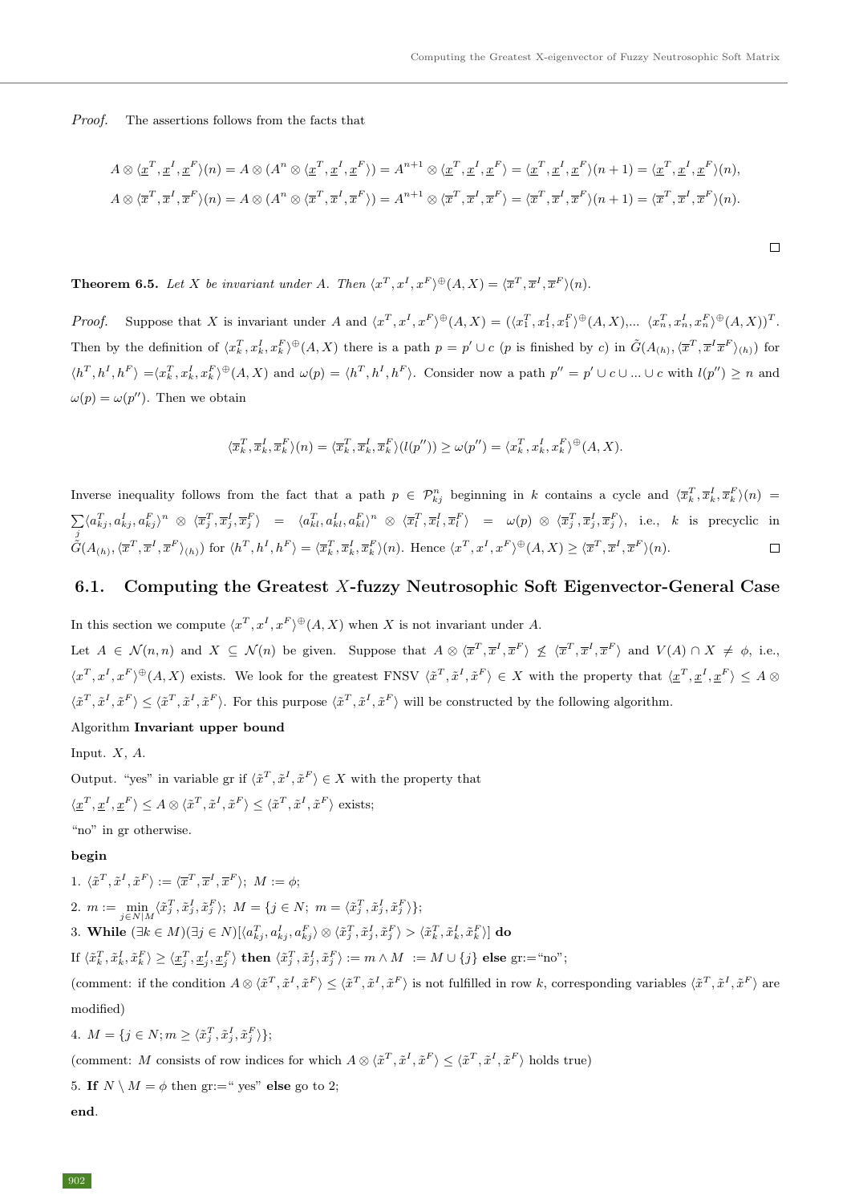*Proof.* The assertions follows from the facts that

$$A \otimes \langle \underline{x}^T, \underline{x}^I, \underline{x}^F \rangle(n) = A \otimes (A^n \otimes \langle \underline{x}^T, \underline{x}^I, \underline{x}^F \rangle) = A^{n+1} \otimes \langle \underline{x}^T, \underline{x}^I, \underline{x}^F \rangle = \langle \underline{x}^T, \underline{x}^I, \underline{x}^F \rangle(n+1) = \langle \underline{x}^T, \underline{x}^I, \underline{x}^F \rangle(n),$$

$$A \otimes \langle \overline{x}^T, \overline{x}^I, \overline{x}^F \rangle(n) = A \otimes (A^n \otimes \langle \overline{x}^T, \overline{x}^I, \overline{x}^F \rangle) = A^{n+1} \otimes \langle \overline{x}^T, \overline{x}^I, \overline{x}^F \rangle = \langle \overline{x}^T, \overline{x}^I, \overline{x}^F \rangle(n+1) = \langle \overline{x}^T, \overline{x}^I, \overline{x}^F \rangle(n).$$

□

**Theorem 6.5.** *Let $X$ be invariant under $A$. Then $\langle x^T, x^I, x^F \rangle^{\oplus}(A, X) = \langle \overline{x}^T, \overline{x}^I, \overline{x}^F \rangle(n)$.*

*Proof.* Suppose that $X$ is invariant under $A$ and $\langle x^T, x^I, x^F \rangle^{\oplus}(A, X) = (\langle x_1^T, x_1^I, x_1^F \rangle^{\oplus}(A, X), \ldots \langle x_n^T, x_n^I, x_n^F \rangle^{\oplus}(A, X))^T$. Then by the definition of $\langle x_k^T, x_k^I, x_k^F \rangle^{\oplus}(A, X)$ there is a path $p = p' \cup c$ ($p$ is finished by $c$) in $\tilde{G}(A_{(h)}, \langle \overline{x}^T, \overline{x}^I \overline{x}^F \rangle_{(h)})$ for $\langle h^T, h^I, h^F \rangle = \langle x_k^T, x_k^I, x_k^F \rangle^{\oplus}(A, X)$ and $\omega(p) = \langle h^T, h^I, h^F \rangle$. Consider now a path $p'' = p' \cup c \cup \ldots \cup c$ with $l(p'') \geq n$ and $\omega(p) = \omega(p'')$. Then we obtain

$$\langle \overline{x}_k^T, \overline{x}_k^I, \overline{x}_k^F \rangle(n) = \langle \overline{x}_k^T, \overline{x}_k^I, \overline{x}_k^F \rangle(l(p'')) \geq \omega(p'') = \langle x_k^T, x_k^I, x_k^F \rangle^{\oplus}(A, X).$$

Inverse inequality follows from the fact that a path $p \in \mathcal{P}_{kj}^n$ beginning in $k$ contains a cycle and $\langle \overline{x}_k^T, \overline{x}_k^I, \overline{x}_k^F \rangle(n) = \sum_j \langle a_{kj}^T, a_{kj}^I, a_{kj}^F \rangle^n \otimes \langle \overline{x}_j^T, \overline{x}_j^I, \overline{x}_j^F \rangle = \langle a_{kl}^T, a_{kl}^I, a_{kl}^F \rangle^n \otimes \langle \overline{x}_l^T, \overline{x}_l^I, \overline{x}_l^F \rangle = \omega(p) \otimes \langle \overline{x}_j^T, \overline{x}_j^I, \overline{x}_j^F \rangle$, i.e., $k$ is precyclic in $\tilde{G}(A_{(h)}, \langle \overline{x}^T, \overline{x}^I, \overline{x}^F \rangle_{(h)})$ for $\langle h^T, h^I, h^F \rangle = \langle \overline{x}_k^T, \overline{x}_k^I, \overline{x}_k^F \rangle(n)$. Hence $\langle x^T, x^I, x^F \rangle^{\oplus}(A, X) \geq \langle \overline{x}^T, \overline{x}^I, \overline{x}^F \rangle(n)$. □

## 6.1. Computing the Greatest $X$-fuzzy Neutrosophic Soft Eigenvector-General Case

In this section we compute $\langle x^T, x^I, x^F \rangle^{\oplus}(A, X)$ when $X$ is not invariant under $A$.

Let $A \in \mathcal{N}(n, n)$ and $X \subseteq \mathcal{N}(n)$ be given. Suppose that $A \otimes \langle \overline{x}^T, \overline{x}^I, \overline{x}^F \rangle \not\leq \langle \overline{x}^T, \overline{x}^I, \overline{x}^F \rangle$ and $V(A) \cap X \neq \phi$, i.e., $\langle x^T, x^I, x^F \rangle^{\oplus}(A, X)$ exists. We look for the greatest FNSV $\langle \tilde{x}^T, \tilde{x}^I, \tilde{x}^F \rangle \in X$ with the property that $\langle \underline{x}^T, \underline{x}^I, \underline{x}^F \rangle \leq A \otimes \langle \tilde{x}^T, \tilde{x}^I, \tilde{x}^F \rangle \leq \langle \tilde{x}^T, \tilde{x}^I, \tilde{x}^F \rangle$. For this purpose $\langle \tilde{x}^T, \tilde{x}^I, \tilde{x}^F \rangle$ will be constructed by the following algorithm.

Algorithm **Invariant upper bound**

Input. $X$, $A$.

Output. "yes" in variable gr if $\langle \tilde{x}^T, \tilde{x}^I, \tilde{x}^F \rangle \in X$ with the property that

$\langle \underline{x}^T, \underline{x}^I, \underline{x}^F \rangle \leq A \otimes \langle \tilde{x}^T, \tilde{x}^I, \tilde{x}^F \rangle \leq \langle \tilde{x}^T, \tilde{x}^I, \tilde{x}^F \rangle$ exists;

"no" in gr otherwise.

**begin**

1. $\langle \tilde{x}^T, \tilde{x}^I, \tilde{x}^F \rangle := \langle \overline{x}^T, \overline{x}^I, \overline{x}^F \rangle$; $M := \phi$;

2. $m := \min\limits_{j \in N|M} \langle \tilde{x}_j^T, \tilde{x}_j^I, \tilde{x}_j^F \rangle$; $M = \{j \in N;\ m = \langle \tilde{x}_j^T, \tilde{x}_j^I, \tilde{x}_j^F \rangle\}$;

3. **While** $(\exists k \in M)(\exists j \in N)[\langle a_{kj}^T, a_{kj}^I, a_{kj}^F \rangle \otimes \langle \tilde{x}_j^T, \tilde{x}_j^I, \tilde{x}_j^F \rangle > \langle \tilde{x}_k^T, \tilde{x}_k^I, \tilde{x}_k^F \rangle]$ **do**

If $\langle \tilde{x}_k^T, \tilde{x}_k^I, \tilde{x}_k^F \rangle \geq \langle \underline{x}_j^T, \underline{x}_j^I, \underline{x}_j^F \rangle$ **then** $\langle \tilde{x}_j^T, \tilde{x}_j^I, \tilde{x}_j^F \rangle := m \wedge M\ := M \cup \{j\}$ **else** gr:="no";

(comment: if the condition $A \otimes \langle \tilde{x}^T, \tilde{x}^I, \tilde{x}^F \rangle \leq \langle \tilde{x}^T, \tilde{x}^I, \tilde{x}^F \rangle$ is not fulfilled in row $k$, corresponding variables $\langle \tilde{x}^T, \tilde{x}^I, \tilde{x}^F \rangle$ are modified)

4. $M = \{j \in N; m \geq \langle \tilde{x}_j^T, \tilde{x}_j^I, \tilde{x}_j^F \rangle\}$;

(comment: $M$ consists of row indices for which $A \otimes \langle \tilde{x}^T, \tilde{x}^I, \tilde{x}^F \rangle \leq \langle \tilde{x}^T, \tilde{x}^I, \tilde{x}^F \rangle$ holds true)

5. **If** $N \setminus M = \phi$ then gr:=" yes" **else** go to 2;

**end**.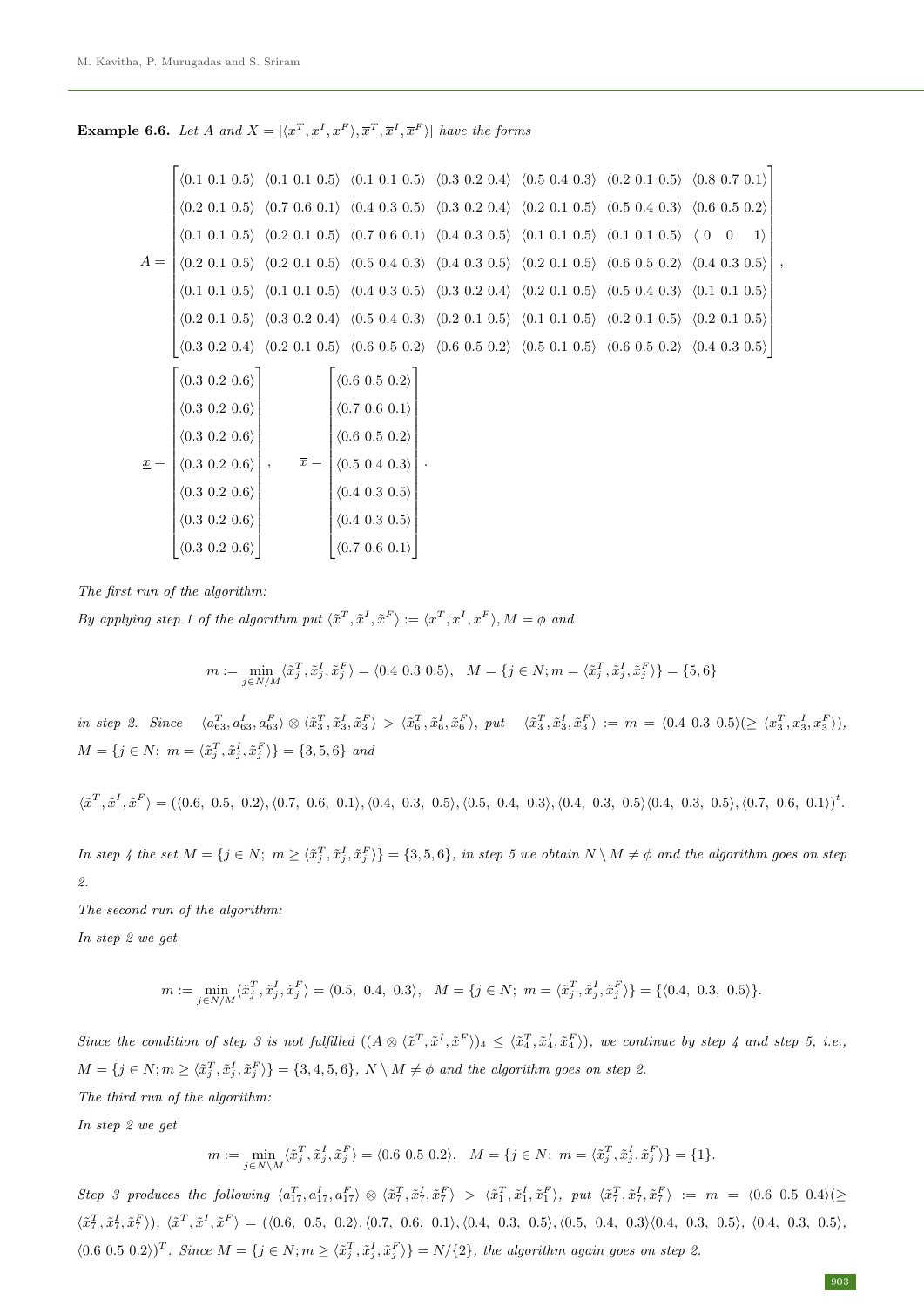**Example 6.6.** *Let $A$ and $X = [\langle \underline{x}^T, \underline{x}^I, \underline{x}^F \rangle, \overline{x}^T, \overline{x}^I, \overline{x}^F \rangle]$ have the forms*

$$A = \begin{bmatrix} \langle 0.1\ 0.1\ 0.5\rangle & \langle 0.1\ 0.1\ 0.5\rangle & \langle 0.1\ 0.1\ 0.5\rangle & \langle 0.3\ 0.2\ 0.4\rangle & \langle 0.5\ 0.4\ 0.3\rangle & \langle 0.2\ 0.1\ 0.5\rangle & \langle 0.8\ 0.7\ 0.1\rangle \\ \langle 0.2\ 0.1\ 0.5\rangle & \langle 0.7\ 0.6\ 0.1\rangle & \langle 0.4\ 0.3\ 0.5\rangle & \langle 0.3\ 0.2\ 0.4\rangle & \langle 0.2\ 0.1\ 0.5\rangle & \langle 0.5\ 0.4\ 0.3\rangle & \langle 0.6\ 0.5\ 0.2\rangle \\ \langle 0.1\ 0.1\ 0.5\rangle & \langle 0.2\ 0.1\ 0.5\rangle & \langle 0.7\ 0.6\ 0.1\rangle & \langle 0.4\ 0.3\ 0.5\rangle & \langle 0.1\ 0.1\ 0.5\rangle & \langle 0.1\ 0.1\ 0.5\rangle & \langle 0\ \ 0\ \ 1\rangle \\ \langle 0.2\ 0.1\ 0.5\rangle & \langle 0.2\ 0.1\ 0.5\rangle & \langle 0.5\ 0.4\ 0.3\rangle & \langle 0.4\ 0.3\ 0.5\rangle & \langle 0.2\ 0.1\ 0.5\rangle & \langle 0.6\ 0.5\ 0.2\rangle & \langle 0.4\ 0.3\ 0.5\rangle \\ \langle 0.1\ 0.1\ 0.5\rangle & \langle 0.1\ 0.1\ 0.5\rangle & \langle 0.4\ 0.3\ 0.5\rangle & \langle 0.3\ 0.2\ 0.4\rangle & \langle 0.2\ 0.1\ 0.5\rangle & \langle 0.5\ 0.4\ 0.3\rangle & \langle 0.1\ 0.1\ 0.5\rangle \\ \langle 0.2\ 0.1\ 0.5\rangle & \langle 0.3\ 0.2\ 0.4\rangle & \langle 0.5\ 0.4\ 0.3\rangle & \langle 0.2\ 0.1\ 0.5\rangle & \langle 0.1\ 0.1\ 0.5\rangle & \langle 0.2\ 0.1\ 0.5\rangle & \langle 0.2\ 0.1\ 0.5\rangle \\ \langle 0.3\ 0.2\ 0.4\rangle & \langle 0.2\ 0.1\ 0.5\rangle & \langle 0.6\ 0.5\ 0.2\rangle & \langle 0.6\ 0.5\ 0.2\rangle & \langle 0.5\ 0.1\ 0.5\rangle & \langle 0.6\ 0.5\ 0.2\rangle & \langle 0.4\ 0.3\ 0.5\rangle \end{bmatrix},$$

$$\underline{x} = \begin{bmatrix} \langle 0.3\ 0.2\ 0.6\rangle \\ \langle 0.3\ 0.2\ 0.6\rangle \\ \langle 0.3\ 0.2\ 0.6\rangle \\ \langle 0.3\ 0.2\ 0.6\rangle \\ \langle 0.3\ 0.2\ 0.6\rangle \\ \langle 0.3\ 0.2\ 0.6\rangle \\ \langle 0.3\ 0.2\ 0.6\rangle \end{bmatrix}, \qquad \overline{x} = \begin{bmatrix} \langle 0.6\ 0.5\ 0.2\rangle \\ \langle 0.7\ 0.6\ 0.1\rangle \\ \langle 0.6\ 0.5\ 0.2\rangle \\ \langle 0.5\ 0.4\ 0.3\rangle \\ \langle 0.4\ 0.3\ 0.5\rangle \\ \langle 0.4\ 0.3\ 0.5\rangle \\ \langle 0.7\ 0.6\ 0.1\rangle \end{bmatrix}.$$

*The first run of the algorithm:*

*By applying step 1 of the algorithm put $\langle \tilde{x}^T, \tilde{x}^I, \tilde{x}^F \rangle := \langle \overline{x}^T, \overline{x}^I, \overline{x}^F \rangle, M = \phi$ and*

$$m := \min_{j \in N/M} \langle \tilde{x}_j^T, \tilde{x}_j^I, \tilde{x}_j^F \rangle = \langle 0.4\ 0.3\ 0.5\rangle, \quad M = \{j \in N; m = \langle \tilde{x}_j^T, \tilde{x}_j^I, \tilde{x}_j^F \rangle\} = \{5, 6\}$$

*in step 2. Since* $\langle a_{63}^T, a_{63}^I, a_{63}^F \rangle \otimes \langle \tilde{x}_3^T, \tilde{x}_3^I, \tilde{x}_3^F \rangle > \langle \tilde{x}_6^T, \tilde{x}_6^I, \tilde{x}_6^F \rangle$, *put* $\langle \tilde{x}_3^T, \tilde{x}_3^I, \tilde{x}_3^F \rangle := m = \langle 0.4\ 0.3\ 0.5\rangle (\geq \langle \underline{x}_3^T, \underline{x}_3^I, \underline{x}_3^F \rangle)$, $M = \{j \in N;\ m = \langle \tilde{x}_j^T, \tilde{x}_j^I, \tilde{x}_j^F \rangle\} = \{3, 5, 6\}$ *and*

$$\langle \tilde{x}^T, \tilde{x}^I, \tilde{x}^F \rangle = (\langle 0.6,\ 0.5,\ 0.2\rangle, \langle 0.7,\ 0.6,\ 0.1\rangle, \langle 0.4,\ 0.3,\ 0.5\rangle, \langle 0.5,\ 0.4,\ 0.3\rangle, \langle 0.4,\ 0.3,\ 0.5\rangle \langle 0.4,\ 0.3,\ 0.5\rangle, \langle 0.7,\ 0.6,\ 0.1\rangle)^t.$$

*In step 4 the set $M = \{j \in N;\ m \geq \langle \tilde{x}_j^T, \tilde{x}_j^I, \tilde{x}_j^F \rangle\} = \{3, 5, 6\}$, in step 5 we obtain $N \setminus M \neq \phi$ and the algorithm goes on step 2.*

*The second run of the algorithm:*

*In step 2 we get*

$$m := \min_{j \in N/M} \langle \tilde{x}_j^T, \tilde{x}_j^I, \tilde{x}_j^F \rangle = \langle 0.5,\ 0.4,\ 0.3\rangle, \quad M = \{j \in N;\ m = \langle \tilde{x}_j^T, \tilde{x}_j^I, \tilde{x}_j^F \rangle\} = \{\langle 0.4,\ 0.3,\ 0.5\rangle\}.$$

*Since the condition of step 3 is not fulfilled ($(A \otimes \langle \tilde{x}^T, \tilde{x}^I, \tilde{x}^F \rangle)_4 \leq \langle \tilde{x}_4^T, \tilde{x}_4^I, \tilde{x}_4^F \rangle$), we continue by step 4 and step 5, i.e., $M = \{j \in N; m \geq \langle \tilde{x}_j^T, \tilde{x}_j^I, \tilde{x}_j^F \rangle\} = \{3, 4, 5, 6\}$, $N \setminus M \neq \phi$ and the algorithm goes on step 2.*

*The third run of the algorithm:*

*In step 2 we get*

$$m := \min_{j \in N \setminus M} \langle \tilde{x}_j^T, \tilde{x}_j^I, \tilde{x}_j^F \rangle = \langle 0.6\ 0.5\ 0.2\rangle, \quad M = \{j \in N;\ m = \langle \tilde{x}_j^T, \tilde{x}_j^I, \tilde{x}_j^F \rangle\} = \{1\}.$$

*Step 3 produces the following* $\langle a_{17}^T, a_{17}^I, a_{17}^F \rangle \otimes \langle \tilde{x}_7^T, \tilde{x}_7^I, \tilde{x}_7^F \rangle > \langle \tilde{x}_1^T, \tilde{x}_1^I, \tilde{x}_1^F \rangle$, *put* $\langle \tilde{x}_7^T, \tilde{x}_7^I, \tilde{x}_7^F \rangle := m = \langle 0.6\ 0.5\ 0.4\rangle (\geq \langle \tilde{x}_7^T, \tilde{x}_7^I, \tilde{x}_7^F \rangle)$, $\langle \tilde{x}^T, \tilde{x}^I, \tilde{x}^F \rangle = (\langle 0.6,\ 0.5,\ 0.2\rangle, \langle 0.7,\ 0.6,\ 0.1\rangle, \langle 0.4,\ 0.3,\ 0.5\rangle, \langle 0.5,\ 0.4,\ 0.3\rangle \langle 0.4,\ 0.3,\ 0.5\rangle, \langle 0.4,\ 0.3,\ 0.5\rangle, \langle 0.6\ 0.5\ 0.2\rangle)^T$. *Since $M = \{j \in N; m \geq \langle \tilde{x}_j^T, \tilde{x}_j^I, \tilde{x}_j^F \rangle\} = N/\{2\}$, the algorithm again goes on step 2.*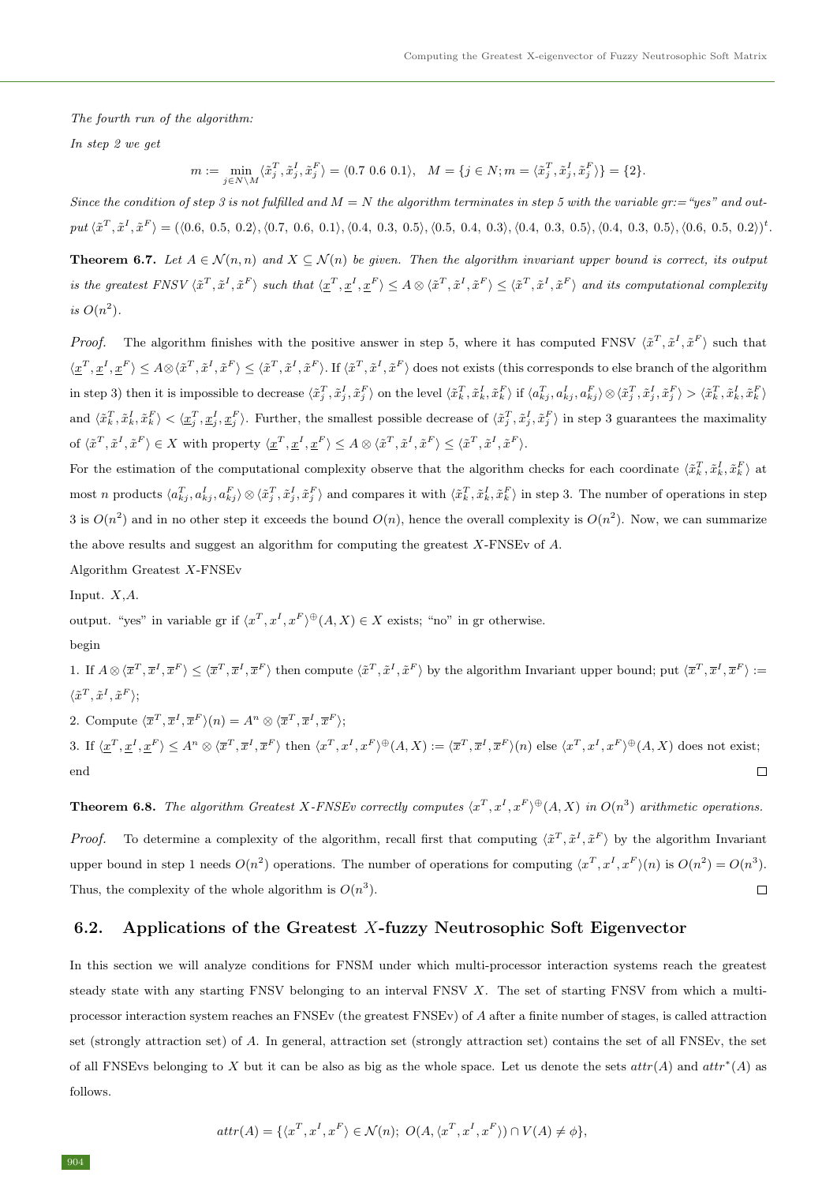*The fourth run of the algorithm:*

*In step 2 we get*

$$m := \min_{j\in N\setminus M} \langle \tilde{x}_j^T, \tilde{x}_j^I, \tilde{x}_j^F\rangle = \langle 0.7\ 0.6\ 0.1\rangle, \quad M = \{j \in N; m = \langle \tilde{x}_j^T, \tilde{x}_j^I, \tilde{x}_j^F\rangle\} = \{2\}.$$

*Since the condition of step 3 is not fulfilled and $M = N$ the algorithm terminates in step 5 with the variable gr:="yes" and output* $\langle \tilde{x}^T, \tilde{x}^I, \tilde{x}^F\rangle = (\langle 0.6,\ 0.5,\ 0.2\rangle, \langle 0.7,\ 0.6,\ 0.1\rangle, \langle 0.4,\ 0.3,\ 0.5\rangle, \langle 0.5,\ 0.4,\ 0.3\rangle, \langle 0.4,\ 0.3,\ 0.5\rangle, \langle 0.4,\ 0.3,\ 0.5\rangle, \langle 0.6,\ 0.5,\ 0.2\rangle)^t$.

**Theorem 6.7.** *Let $A \in \mathcal{N}(n,n)$ and $X \subseteq \mathcal{N}(n)$ be given. Then the algorithm invariant upper bound is correct, its output is the greatest FNSV $\langle \tilde{x}^T, \tilde{x}^I, \tilde{x}^F\rangle$ such that $\langle \underline{x}^T, \underline{x}^I, \underline{x}^F\rangle \le A \otimes \langle \tilde{x}^T, \tilde{x}^I, \tilde{x}^F\rangle \le \langle \tilde{x}^T, \tilde{x}^I, \tilde{x}^F\rangle$ and its computational complexity is $O(n^2)$.*

*Proof.* The algorithm finishes with the positive answer in step 5, where it has computed FNSV $\langle \tilde{x}^T, \tilde{x}^I, \tilde{x}^F\rangle$ such that $\langle \underline{x}^T, \underline{x}^I, \underline{x}^F\rangle \le A\otimes\langle \tilde{x}^T, \tilde{x}^I, \tilde{x}^F\rangle \le \langle \tilde{x}^T, \tilde{x}^I, \tilde{x}^F\rangle$. If $\langle \tilde{x}^T, \tilde{x}^I, \tilde{x}^F\rangle$ does not exists (this corresponds to else branch of the algorithm in step 3) then it is impossible to decrease $\langle \tilde{x}_j^T, \tilde{x}_j^I, \tilde{x}_j^F\rangle$ on the level $\langle \tilde{x}_k^T, \tilde{x}_k^I, \tilde{x}_k^F\rangle$ if $\langle a_{kj}^T, a_{kj}^I, a_{kj}^F\rangle \otimes \langle \tilde{x}_j^T, \tilde{x}_j^I, \tilde{x}_j^F\rangle > \langle \tilde{x}_k^T, \tilde{x}_k^I, \tilde{x}_k^F\rangle$ and $\langle \tilde{x}_k^T, \tilde{x}_k^I, \tilde{x}_k^F\rangle < \langle \underline{x}_j^T, \underline{x}_j^I, \underline{x}_j^F\rangle$. Further, the smallest possible decrease of $\langle \tilde{x}_j^T, \tilde{x}_j^I, \tilde{x}_j^F\rangle$ in step 3 guarantees the maximality of $\langle \tilde{x}^T, \tilde{x}^I, \tilde{x}^F\rangle \in X$ with property $\langle \underline{x}^T, \underline{x}^I, \underline{x}^F\rangle \le A \otimes \langle \tilde{x}^T, \tilde{x}^I, \tilde{x}^F\rangle \le \langle \tilde{x}^T, \tilde{x}^I, \tilde{x}^F\rangle$.

For the estimation of the computational complexity observe that the algorithm checks for each coordinate $\langle \tilde{x}_k^T, \tilde{x}_k^I, \tilde{x}_k^F\rangle$ at most $n$ products $\langle a_{kj}^T, a_{kj}^I, a_{kj}^F\rangle \otimes \langle \tilde{x}_j^T, \tilde{x}_j^I, \tilde{x}_j^F\rangle$ and compares it with $\langle \tilde{x}_k^T, \tilde{x}_k^I, \tilde{x}_k^F\rangle$ in step 3. The number of operations in step 3 is $O(n^2)$ and in no other step it exceeds the bound $O(n)$, hence the overall complexity is $O(n^2)$. Now, we can summarize the above results and suggest an algorithm for computing the greatest $X$-FNSEv of $A$.

Algorithm Greatest $X$-FNSEv

Input. $X$,$A$.

output. "yes" in variable gr if $\langle x^T, x^I, x^F\rangle^{\oplus}(A, X) \in X$ exists; "no" in gr otherwise.

begin

1. If $A\otimes\langle \overline{x}^T, \overline{x}^I, \overline{x}^F\rangle \le \langle \overline{x}^T, \overline{x}^I, \overline{x}^F\rangle$ then compute $\langle \tilde{x}^T, \tilde{x}^I, \tilde{x}^F\rangle$ by the algorithm Invariant upper bound; put $\langle \overline{x}^T, \overline{x}^I, \overline{x}^F\rangle := \langle \tilde{x}^T, \tilde{x}^I, \tilde{x}^F\rangle$;
2. Compute $\langle \overline{x}^T, \overline{x}^I, \overline{x}^F\rangle(n) = A^n \otimes \langle \overline{x}^T, \overline{x}^I, \overline{x}^F\rangle$;
3. If $\langle \underline{x}^T, \underline{x}^I, \underline{x}^F\rangle \le A^n \otimes \langle \overline{x}^T, \overline{x}^I, \overline{x}^F\rangle$ then $\langle x^T, x^I, x^F\rangle^{\oplus}(A, X) := \langle \overline{x}^T, \overline{x}^I, \overline{x}^F\rangle(n)$ else $\langle x^T, x^I, x^F\rangle^{\oplus}(A, X)$ does not exist;

end □

**Theorem 6.8.** *The algorithm Greatest $X$-FNSEv correctly computes $\langle x^T, x^I, x^F\rangle^{\oplus}(A, X)$ in $O(n^3)$ arithmetic operations.*

*Proof.* To determine a complexity of the algorithm, recall first that computing $\langle \tilde{x}^T, \tilde{x}^I, \tilde{x}^F\rangle$ by the algorithm Invariant upper bound in step 1 needs $O(n^2)$ operations. The number of operations for computing $\langle x^T, x^I, x^F\rangle(n)$ is $O(n^2) = O(n^3)$. Thus, the complexity of the whole algorithm is $O(n^3)$. □

## 6.2. Applications of the Greatest $X$-fuzzy Neutrosophic Soft Eigenvector

In this section we will analyze conditions for FNSM under which multi-processor interaction systems reach the greatest steady state with any starting FNSV belonging to an interval FNSV $X$. The set of starting FNSV from which a multi-processor interaction system reaches an FNSEv (the greatest FNSEv) of $A$ after a finite number of stages, is called attraction set (strongly attraction set) of $A$. In general, attraction set (strongly attraction set) contains the set of all FNSEv, the set of all FNSEvs belonging to $X$ but it can be also as big as the whole space. Let us denote the sets $attr(A)$ and $attr^*(A)$ as follows.

$$attr(A) = \{\langle x^T, x^I, x^F\rangle \in \mathcal{N}(n);\ O(A, \langle x^T, x^I, x^F\rangle) \cap V(A) \neq \phi\},$$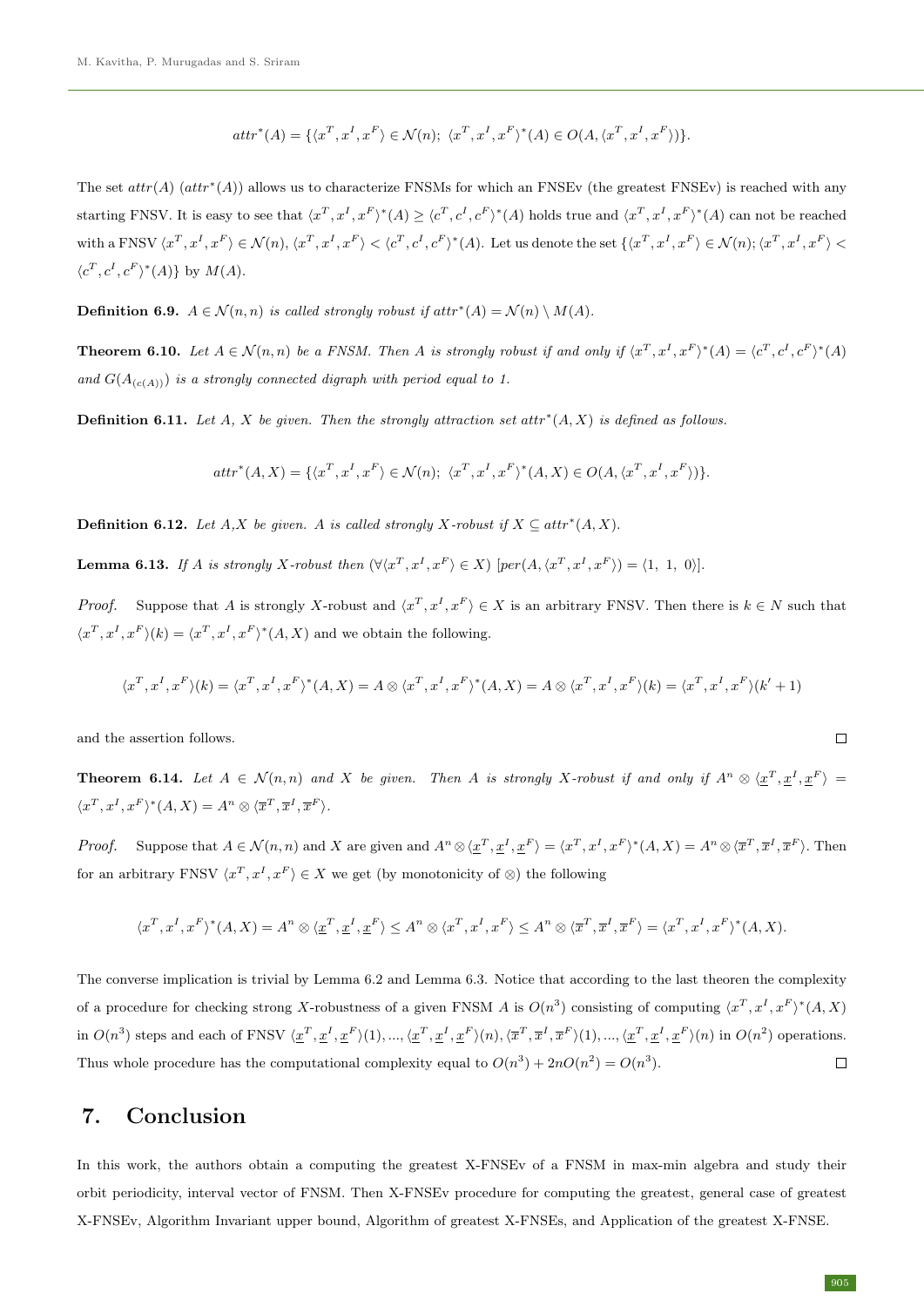$$attr^*(A) = \{\langle x^T, x^I, x^F\rangle \in \mathcal{N}(n);\ \langle x^T, x^I, x^F\rangle^*(A) \in O(A, \langle x^T, x^I, x^F\rangle)\}.$$

The set $attr(A)$ ($attr^*(A)$) allows us to characterize FNSMs for which an FNSEv (the greatest FNSEv) is reached with any starting FNSV. It is easy to see that $\langle x^T, x^I, x^F\rangle^*(A) \geq \langle c^T, c^I, c^F\rangle^*(A)$ holds true and $\langle x^T, x^I, x^F\rangle^*(A)$ can not be reached with a FNSV $\langle x^T, x^I, x^F\rangle \in \mathcal{N}(n)$, $\langle x^T, x^I, x^F\rangle < \langle c^T, c^I, c^F\rangle^*(A)$. Let us denote the set $\{\langle x^T, x^I, x^F\rangle \in \mathcal{N}(n); \langle x^T, x^I, x^F\rangle < \langle c^T, c^I, c^F\rangle^*(A)\}$ by $M(A)$.

**Definition 6.9.** *$A \in \mathcal{N}(n, n)$ is called strongly robust if $attr^*(A) = \mathcal{N}(n) \setminus M(A)$.*

**Theorem 6.10.** *Let $A \in \mathcal{N}(n, n)$ be a FNSM. Then $A$ is strongly robust if and only if $\langle x^T, x^I, x^F\rangle^*(A) = \langle c^T, c^I, c^F\rangle^*(A)$ and $G(A_{(c(A))})$ is a strongly connected digraph with period equal to 1.*

**Definition 6.11.** *Let $A$, $X$ be given. Then the strongly attraction set $attr^*(A, X)$ is defined as follows.*

$$attr^*(A, X) = \{\langle x^T, x^I, x^F\rangle \in \mathcal{N}(n);\ \langle x^T, x^I, x^F\rangle^*(A, X) \in O(A, \langle x^T, x^I, x^F\rangle)\}.$$

**Definition 6.12.** *Let $A$,$X$ be given. $A$ is called strongly $X$-robust if $X \subseteq attr^*(A, X)$.*

**Lemma 6.13.** *If $A$ is strongly $X$-robust then $(\forall \langle x^T, x^I, x^F\rangle \in X)$ $[per(A, \langle x^T, x^I, x^F\rangle) = \langle 1,\ 1,\ 0\rangle]$.*

*Proof.* Suppose that $A$ is strongly $X$-robust and $\langle x^T, x^I, x^F\rangle \in X$ is an arbitrary FNSV. Then there is $k \in N$ such that $\langle x^T, x^I, x^F\rangle(k) = \langle x^T, x^I, x^F\rangle^*(A, X)$ and we obtain the following.

$$\langle x^T, x^I, x^F\rangle(k) = \langle x^T, x^I, x^F\rangle^*(A, X) = A \otimes \langle x^T, x^I, x^F\rangle^*(A, X) = A \otimes \langle x^T, x^I, x^F\rangle(k) = \langle x^T, x^I, x^F\rangle(k' + 1)$$

and the assertion follows. □

**Theorem 6.14.** *Let $A \in \mathcal{N}(n, n)$ and $X$ be given. Then $A$ is strongly $X$-robust if and only if $A^n \otimes \langle \underline{x}^T, \underline{x}^I, \underline{x}^F\rangle = \langle x^T, x^I, x^F\rangle^*(A, X) = A^n \otimes \langle \overline{x}^T, \overline{x}^I, \overline{x}^F\rangle$.*

*Proof.* Suppose that $A \in \mathcal{N}(n, n)$ and $X$ are given and $A^n \otimes \langle \underline{x}^T, \underline{x}^I, \underline{x}^F\rangle = \langle x^T, x^I, x^F\rangle^*(A, X) = A^n \otimes \langle \overline{x}^T, \overline{x}^I, \overline{x}^F\rangle$. Then for an arbitrary FNSV $\langle x^T, x^I, x^F\rangle \in X$ we get (by monotonicity of $\otimes$) the following

$$\langle x^T, x^I, x^F\rangle^*(A, X) = A^n \otimes \langle \underline{x}^T, \underline{x}^I, \underline{x}^F\rangle \leq A^n \otimes \langle x^T, x^I, x^F\rangle \leq A^n \otimes \langle \overline{x}^T, \overline{x}^I, \overline{x}^F\rangle = \langle x^T, x^I, x^F\rangle^*(A, X).$$

The converse implication is trivial by Lemma 6.2 and Lemma 6.3. Notice that according to the last theoren the complexity of a procedure for checking strong $X$-robustness of a given FNSM $A$ is $O(n^3)$ consisting of computing $\langle x^T, x^I, x^F\rangle^*(A, X)$ in $O(n^3)$ steps and each of FNSV $\langle \underline{x}^T, \underline{x}^I, \underline{x}^F\rangle(1), ..., \langle \underline{x}^T, \underline{x}^I, \underline{x}^F\rangle(n), \langle \overline{x}^T, \overline{x}^I, \overline{x}^F\rangle(1), ..., \langle \underline{x}^T, \underline{x}^I, \underline{x}^F\rangle(n)$ in $O(n^2)$ operations. Thus whole procedure has the computational complexity equal to $O(n^3) + 2nO(n^2) = O(n^3)$. □

## 7. Conclusion

In this work, the authors obtain a computing the greatest X-FNSEv of a FNSM in max-min algebra and study their orbit periodicity, interval vector of FNSM. Then X-FNSEv procedure for computing the greatest, general case of greatest X-FNSEv, Algorithm Invariant upper bound, Algorithm of greatest X-FNSEs, and Application of the greatest X-FNSE.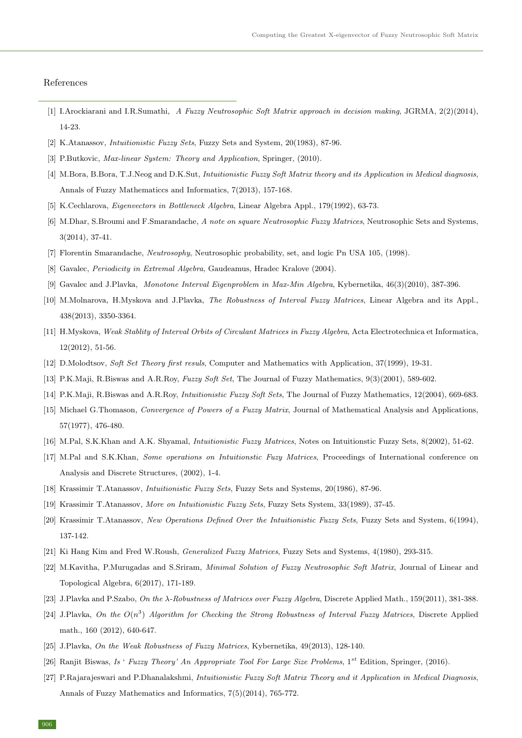## References

[1] I.Arockiarani and I.R.Sumathi, *A Fuzzy Neutrosophic Soft Matrix approach in decision making*, JGRMA, 2(2)(2014), 14-23.

[2] K.Atanassov, *Intuitionistic Fuzzy Sets*, Fuzzy Sets and System, 20(1983), 87-96.

[3] P.Butkovic, *Max-linear System: Theory and Application*, Springer, (2010).

[4] M.Bora, B.Bora, T.J.Neog and D.K.Sut, *Intuitionistic Fuzzy Soft Matrix theory and its Application in Medical diagnosis*, Annals of Fuzzy Mathematiccs and Informatics, 7(2013), 157-168.

[5] K.Cechlarova, *Eigenvectors in Bottleneck Algebra*, Linear Algebra Appl., 179(1992), 63-73.

[6] M.Dhar, S.Broumi and F.Smarandache, *A note on square Neutrosophic Fuzzy Matrices*, Neutrosophic Sets and Systems, 3(2014), 37-41.

[7] Florentin Smarandache, *Neutrosophy*, Neutrosophic probability, set, and logic Pn USA 105, (1998).

[8] Gavalec, *Periodicity in Extremal Algebra*, Gaudeamus, Hradec Kralove (2004).

[9] Gavalec and J.Plavka, *Monotone Interval Eigenproblem in Max-Min Algebra*, Kybernetika, 46(3)(2010), 387-396.

[10] M.Molnarova, H.Myskova and J.Plavka, *The Robustness of Interval Fuzzy Matrices*, Linear Algebra and its Appl., 438(2013), 3350-3364.

[11] H.Myskova, *Weak Stablity of Interval Orbits of Circulant Matrices in Fuzzy Algebra*, Acta Electrotechnica et Informatica, 12(2012), 51-56.

[12] D.Molodtsov, *Soft Set Theory first resuls*, Computer and Mathematics with Application, 37(1999), 19-31.

[13] P.K.Maji, R.Biswas and A.R.Roy, *Fuzzy Soft Set*, The Journal of Fuzzy Mathematics, 9(3)(2001), 589-602.

[14] P.K.Maji, R.Biswas and A.R.Roy, *Intuitionistic Fuzzy Soft Sets*, The Journal of Fuzzy Mathematics, 12(2004), 669-683.

[15] Michael G.Thomason, *Convergence of Powers of a Fuzzy Matrix*, Journal of Mathematical Analysis and Applications, 57(1977), 476-480.

[16] M.Pal, S.K.Khan and A.K. Shyamal, *Intuitionistic Fuzzy Matrices*, Notes on Intuitionstic Fuzzy Sets, 8(2002), 51-62.

[17] M.Pal and S.K.Khan, *Some operations on Intuitionstic Fuzy Matrices*, Proceedings of International conference on Analysis and Discrete Structures, (2002), 1-4.

[18] Krassimir T.Atanassov, *Intuitionistic Fuzzy Sets*, Fuzzy Sets and Systems, 20(1986), 87-96.

[19] Krassimir T.Atanassov, *More on Intuitionistic Fuzzy Sets*, Fuzzy Sets System, 33(1989), 37-45.

[20] Krassimir T.Atanassov, *New Operations Defined Over the Intuitionistic Fuzzy Sets*, Fuzzy Sets and System, 6(1994), 137-142.

[21] Ki Hang Kim and Fred W.Roush, *Generalized Fuzzy Matrices*, Fuzzy Sets and Systems, 4(1980), 293-315.

[22] M.Kavitha, P.Murugadas and S.Sriram, *Minimal Solution of Fuzzy Neutrosophic Soft Matrix*, Journal of Linear and Topological Algebra, 6(2017), 171-189.

[23] J.Plavka and P.Szabo, *On the $\lambda$-Robustness of Matrices over Fuzzy Algebra*, Discrete Applied Math., 159(2011), 381-388.

[24] J.Plavka, *On the $O(n^3)$ Algorithm for Checking the Strong Robustness of Interval Fuzzy Matrices*, Discrete Applied math., 160 (2012), 640-647.

[25] J.Plavka, *On the Weak Robustness of Fuzzy Matrices*, Kybernetika, 49(2013), 128-140.

[26] Ranjit Biswas, *Is ' Fuzzy Theory' An Appropriate Tool For Large Size Problems*, $1^{st}$ Edition, Springer, (2016).

[27] P.Rajarajeswari and P.Dhanalakshmi, *Intuitionistic Fuzzy Soft Matrix Theory and it Application in Medical Diagnosis*, Annals of Fuzzy Mathematics and Informatics, 7(5)(2014), 765-772.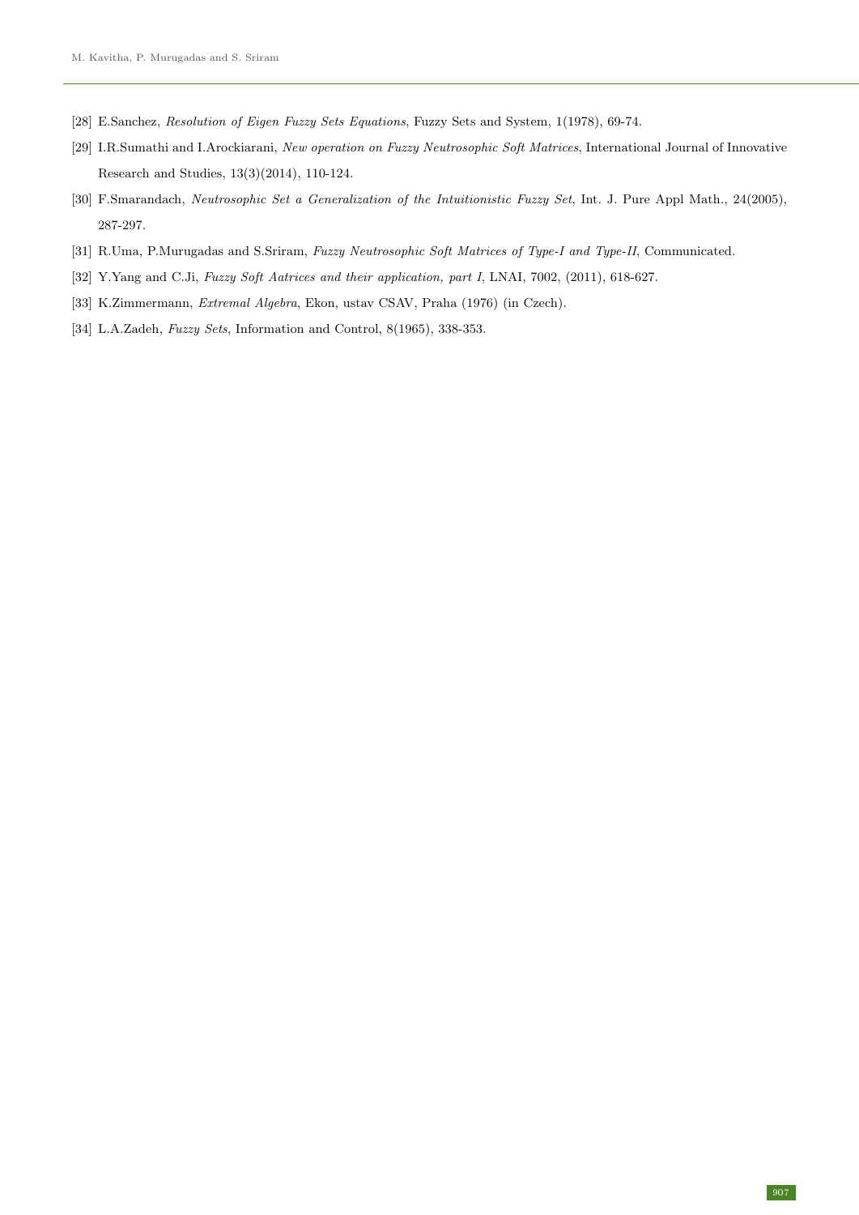[28] E.Sanchez, *Resolution of Eigen Fuzzy Sets Equations*, Fuzzy Sets and System, 1(1978), 69-74.

[29] I.R.Sumathi and I.Arockiarani, *New operation on Fuzzy Neutrosophic Soft Matrices*, International Journal of Innovative Research and Studies, 13(3)(2014), 110-124.

[30] F.Smarandach, *Neutrosophic Set a Generalization of the Intuitionistic Fuzzy Set*, Int. J. Pure Appl Math., 24(2005), 287-297.

[31] R.Uma, P.Murugadas and S.Sriram, *Fuzzy Neutrosophic Soft Matrices of Type-I and Type-II*, Communicated.

[32] Y.Yang and C.Ji, *Fuzzy Soft Aatrices and their application, part I*, LNAI, 7002, (2011), 618-627.

[33] K.Zimmermann, *Extremal Algebra*, Ekon, ustav CSAV, Praha (1976) (in Czech).

[34] L.A.Zadeh, *Fuzzy Sets*, Information and Control, 8(1965), 338-353.